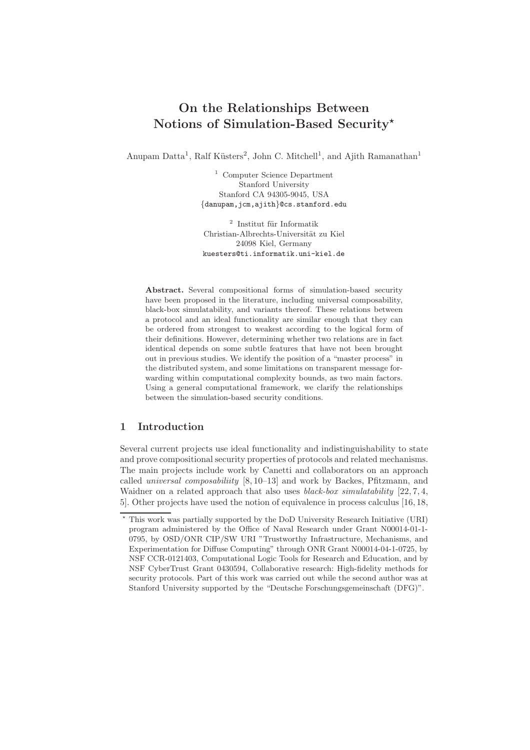# On the Relationships Between Notions of Simulation-Based Security*

Anupam Datta[1], Ralf Küsters[2], John C. Mitchell[1], and Ajith Ramanathan[1]

[1] Computer Science Department
Stanford University
Stanford CA 94305-9045, USA
{danupam,jcm,ajith}@cs.stanford.edu

[2] Institut für Informatik
Christian-Albrechts-Universität zu Kiel
24098 Kiel, Germany
kuesters@ti.informatik.uni-kiel.de

**Abstract.** Several compositional forms of simulation-based security have been proposed in the literature, including universal composability, black-box simulatability, and variants thereof. These relations between a protocol and an ideal functionality are similar enough that they can be ordered from strongest to weakest according to the logical form of their definitions. However, determining whether two relations are in fact identical depends on some subtle features that have not been brought out in previous studies. We identify the position of a "master process" in the distributed system, and some limitations on transparent message forwarding within computational complexity bounds, as two main factors. Using a general computational framework, we clarify the relationships between the simulation-based security conditions.

## 1 Introduction

Several current projects use ideal functionality and indistinguishability to state and prove compositional security properties of protocols and related mechanisms. The main projects include work by Canetti and collaborators on an approach called *universal composabiliity* [8, 10–13] and work by Backes, Pfitzmann, and Waidner on a related approach that also uses *black-box simulatability* [22, 7, 4, 5]. Other projects have used the notion of equivalence in process calculus [16, 18,

---

* This work was partially supported by the DoD University Research Initiative (URI) program administered by the Office of Naval Research under Grant N00014-01-1-0795, by OSD/ONR CIP/SW URI "Trustworthy Infrastructure, Mechanisms, and Experimentation for Diffuse Computing" through ONR Grant N00014-04-1-0725, by NSF CCR-0121403, Computational Logic Tools for Research and Education, and by NSF CyberTrust Grant 0430594, Collaborative research: High-fidelity methods for security protocols. Part of this work was carried out while the second author was at Stanford University supported by the "Deutsche Forschungsgemeinschaft (DFG)".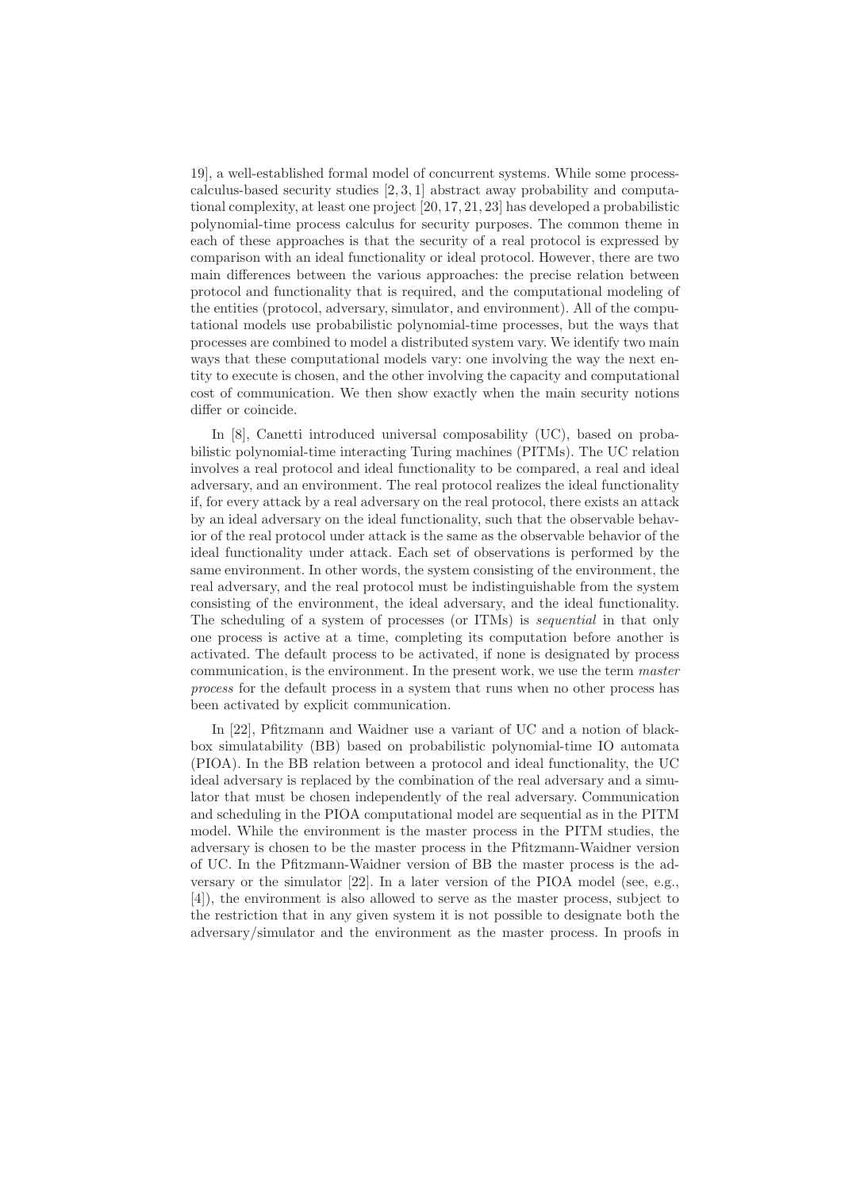19], a well-established formal model of concurrent systems. While some process-calculus-based security studies [2, 3, 1] abstract away probability and computational complexity, at least one project [20, 17, 21, 23] has developed a probabilistic polynomial-time process calculus for security purposes. The common theme in each of these approaches is that the security of a real protocol is expressed by comparison with an ideal functionality or ideal protocol. However, there are two main differences between the various approaches: the precise relation between protocol and functionality that is required, and the computational modeling of the entities (protocol, adversary, simulator, and environment). All of the computational models use probabilistic polynomial-time processes, but the ways that processes are combined to model a distributed system vary. We identify two main ways that these computational models vary: one involving the way the next entity to execute is chosen, and the other involving the capacity and computational cost of communication. We then show exactly when the main security notions differ or coincide.

In [8], Canetti introduced universal composability (UC), based on probabilistic polynomial-time interacting Turing machines (PITMs). The UC relation involves a real protocol and ideal functionality to be compared, a real and ideal adversary, and an environment. The real protocol realizes the ideal functionality if, for every attack by a real adversary on the real protocol, there exists an attack by an ideal adversary on the ideal functionality, such that the observable behavior of the real protocol under attack is the same as the observable behavior of the ideal functionality under attack. Each set of observations is performed by the same environment. In other words, the system consisting of the environment, the real adversary, and the real protocol must be indistinguishable from the system consisting of the environment, the ideal adversary, and the ideal functionality. The scheduling of a system of processes (or ITMs) is *sequential* in that only one process is active at a time, completing its computation before another is activated. The default process to be activated, if none is designated by process communication, is the environment. In the present work, we use the term *master process* for the default process in a system that runs when no other process has been activated by explicit communication.

In [22], Pfitzmann and Waidner use a variant of UC and a notion of blackbox simulatability (BB) based on probabilistic polynomial-time IO automata (PIOA). In the BB relation between a protocol and ideal functionality, the UC ideal adversary is replaced by the combination of the real adversary and a simulator that must be chosen independently of the real adversary. Communication and scheduling in the PIOA computational model are sequential as in the PITM model. While the environment is the master process in the PITM studies, the adversary is chosen to be the master process in the Pfitzmann-Waidner version of UC. In the Pfitzmann-Waidner version of BB the master process is the adversary or the simulator [22]. In a later version of the PIOA model (see, e.g., [4]), the environment is also allowed to serve as the master process, subject to the restriction that in any given system it is not possible to designate both the adversary/simulator and the environment as the master process. In proofs in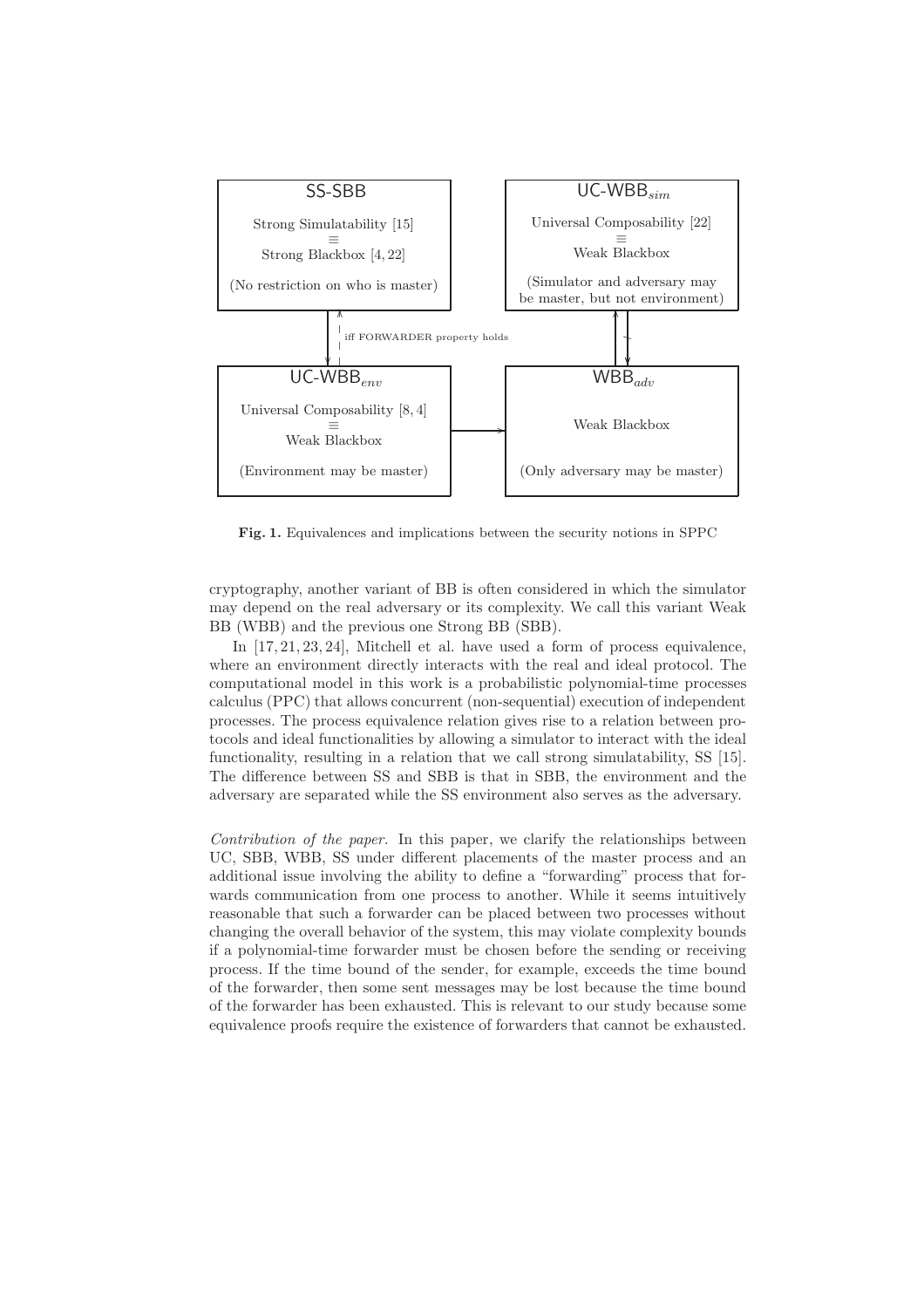SS-SBB

Strong Simulatability [15]
≡
Strong Blackbox [4, 22]

(No restriction on who is master)

UC-WBB$_{sim}$

Universal Composability [22]
≡
Weak Blackbox

(Simulator and adversary may be master, but not environment)

iff FORWARDER property holds

UC-WBB$_{env}$

Universal Composability [8, 4]
≡
Weak Blackbox

(Environment may be master)

WBB$_{adv}$

Weak Blackbox

(Only adversary may be master)

**Fig. 1.** Equivalences and implications between the security notions in SPPC

cryptography, another variant of BB is often considered in which the simulator may depend on the real adversary or its complexity. We call this variant Weak BB (WBB) and the previous one Strong BB (SBB).

In [17, 21, 23, 24], Mitchell et al. have used a form of process equivalence, where an environment directly interacts with the real and ideal protocol. The computational model in this work is a probabilistic polynomial-time processes calculus (PPC) that allows concurrent (non-sequential) execution of independent processes. The process equivalence relation gives rise to a relation between protocols and ideal functionalities by allowing a simulator to interact with the ideal functionality, resulting in a relation that we call strong simulatability, SS [15]. The difference between SS and SBB is that in SBB, the environment and the adversary are separated while the SS environment also serves as the adversary.

*Contribution of the paper.* In this paper, we clarify the relationships between UC, SBB, WBB, SS under different placements of the master process and an additional issue involving the ability to define a "forwarding" process that forwards communication from one process to another. While it seems intuitively reasonable that such a forwarder can be placed between two processes without changing the overall behavior of the system, this may violate complexity bounds if a polynomial-time forwarder must be chosen before the sending or receiving process. If the time bound of the sender, for example, exceeds the time bound of the forwarder, then some sent messages may be lost because the time bound of the forwarder has been exhausted. This is relevant to our study because some equivalence proofs require the existence of forwarders that cannot be exhausted.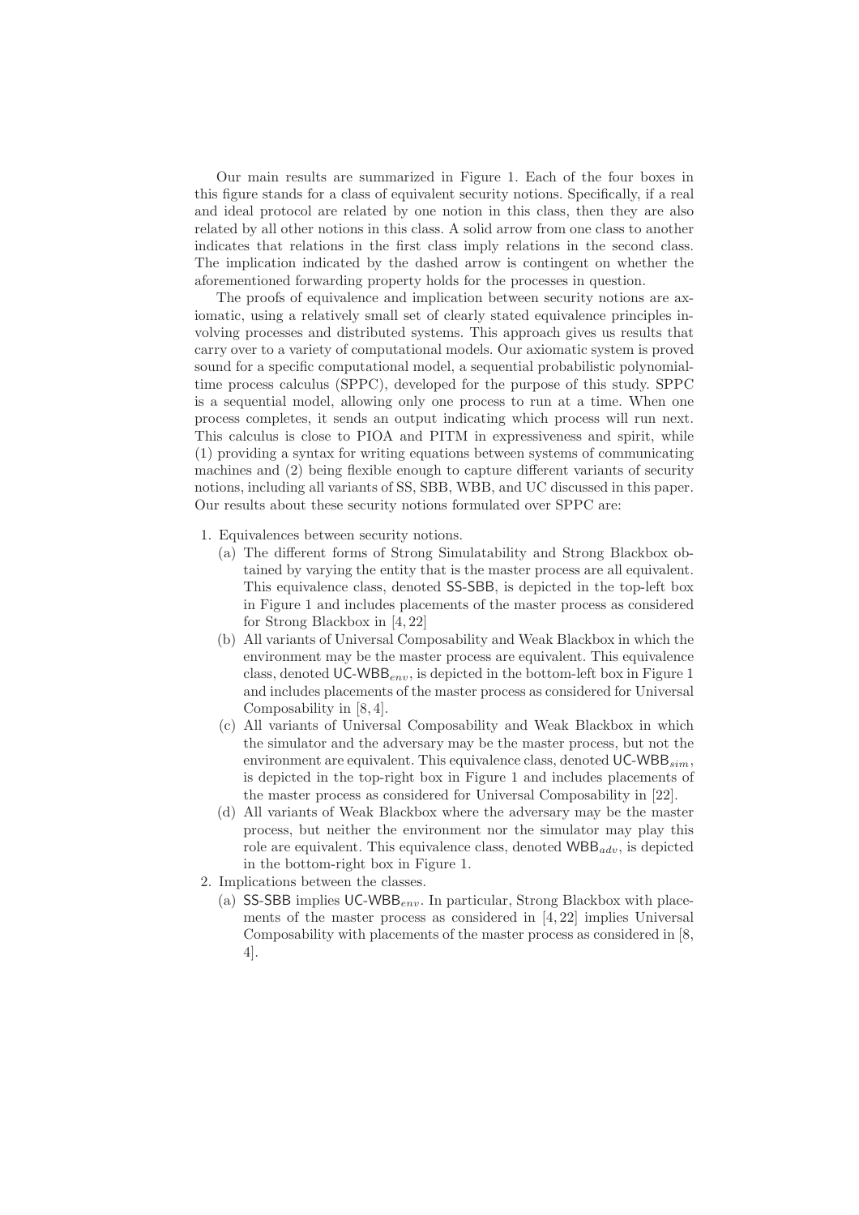Our main results are summarized in Figure 1. Each of the four boxes in this figure stands for a class of equivalent security notions. Specifically, if a real and ideal protocol are related by one notion in this class, then they are also related by all other notions in this class. A solid arrow from one class to another indicates that relations in the first class imply relations in the second class. The implication indicated by the dashed arrow is contingent on whether the aforementioned forwarding property holds for the processes in question.

The proofs of equivalence and implication between security notions are axiomatic, using a relatively small set of clearly stated equivalence principles involving processes and distributed systems. This approach gives us results that carry over to a variety of computational models. Our axiomatic system is proved sound for a specific computational model, a sequential probabilistic polynomial-time process calculus (SPPC), developed for the purpose of this study. SPPC is a sequential model, allowing only one process to run at a time. When one process completes, it sends an output indicating which process will run next. This calculus is close to PIOA and PITM in expressiveness and spirit, while (1) providing a syntax for writing equations between systems of communicating machines and (2) being flexible enough to capture different variants of security notions, including all variants of SS, SBB, WBB, and UC discussed in this paper. Our results about these security notions formulated over SPPC are:

1. Equivalences between security notions.
   (a) The different forms of Strong Simulatability and Strong Blackbox obtained by varying the entity that is the master process are all equivalent. This equivalence class, denoted SS-SBB, is depicted in the top-left box in Figure 1 and includes placements of the master process as considered for Strong Blackbox in [4, 22]
   (b) All variants of Universal Composability and Weak Blackbox in which the environment may be the master process are equivalent. This equivalence class, denoted UC-WBB$_{env}$, is depicted in the bottom-left box in Figure 1 and includes placements of the master process as considered for Universal Composability in [8, 4].
   (c) All variants of Universal Composability and Weak Blackbox in which the simulator and the adversary may be the master process, but not the environment are equivalent. This equivalence class, denoted UC-WBB$_{sim}$, is depicted in the top-right box in Figure 1 and includes placements of the master process as considered for Universal Composability in [22].
   (d) All variants of Weak Blackbox where the adversary may be the master process, but neither the environment nor the simulator may play this role are equivalent. This equivalence class, denoted WBB$_{adv}$, is depicted in the bottom-right box in Figure 1.
2. Implications between the classes.
   (a) SS-SBB implies UC-WBB$_{env}$. In particular, Strong Blackbox with placements of the master process as considered in [4, 22] implies Universal Composability with placements of the master process as considered in [8, 4].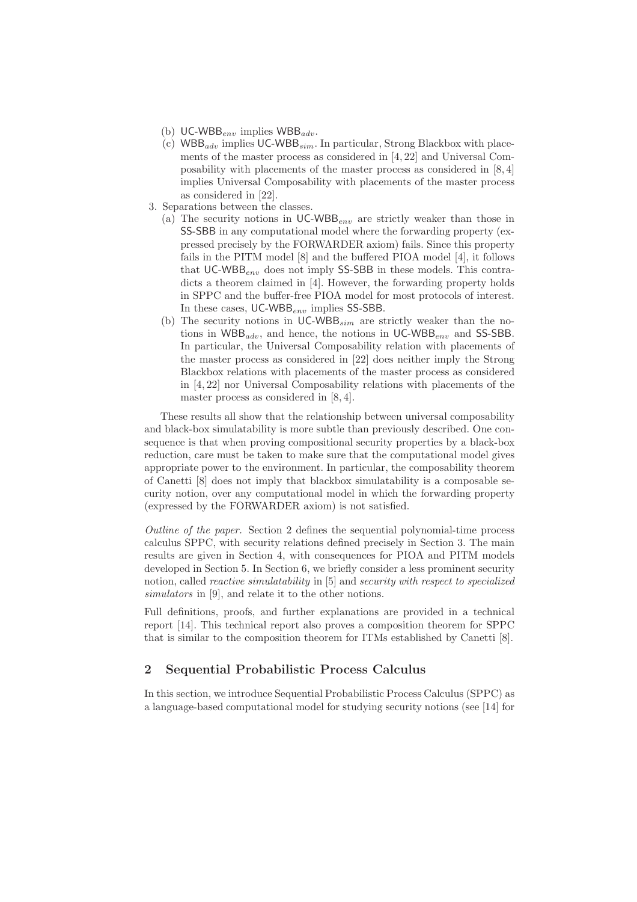(b) UC-WBB$_{env}$ implies WBB$_{adv}$.

(c) WBB$_{adv}$ implies UC-WBB$_{sim}$. In particular, Strong Blackbox with placements of the master process as considered in [4, 22] and Universal Composability with placements of the master process as considered in [8, 4] implies Universal Composability with placements of the master process as considered in [22].

3. Separations between the classes.
   (a) The security notions in UC-WBB$_{env}$ are strictly weaker than those in SS-SBB in any computational model where the forwarding property (expressed precisely by the FORWARDER axiom) fails. Since this property fails in the PITM model [8] and the buffered PIOA model [4], it follows that UC-WBB$_{env}$ does not imply SS-SBB in these models. This contradicts a theorem claimed in [4]. However, the forwarding property holds in SPPC and the buffer-free PIOA model for most protocols of interest. In these cases, UC-WBB$_{env}$ implies SS-SBB.
   (b) The security notions in UC-WBB$_{sim}$ are strictly weaker than the notions in WBB$_{adv}$, and hence, the notions in UC-WBB$_{env}$ and SS-SBB. In particular, the Universal Composability relation with placements of the master process as considered in [22] does neither imply the Strong Blackbox relations with placements of the master process as considered in [4, 22] nor Universal Composability relations with placements of the master process as considered in [8, 4].

These results all show that the relationship between universal composability and black-box simulatability is more subtle than previously described. One consequence is that when proving compositional security properties by a black-box reduction, care must be taken to make sure that the computational model gives appropriate power to the environment. In particular, the composability theorem of Canetti [8] does not imply that blackbox simulatability is a composable security notion, over any computational model in which the forwarding property (expressed by the FORWARDER axiom) is not satisfied.

*Outline of the paper.* Section 2 defines the sequential polynomial-time process calculus SPPC, with security relations defined precisely in Section 3. The main results are given in Section 4, with consequences for PIOA and PITM models developed in Section 5. In Section 6, we briefly consider a less prominent security notion, called *reactive simulatability* in [5] and *security with respect to specialized simulators* in [9], and relate it to the other notions.

Full definitions, proofs, and further explanations are provided in a technical report [14]. This technical report also proves a composition theorem for SPPC that is similar to the composition theorem for ITMs established by Canetti [8].

## 2 Sequential Probabilistic Process Calculus

In this section, we introduce Sequential Probabilistic Process Calculus (SPPC) as a language-based computational model for studying security notions (see [14] for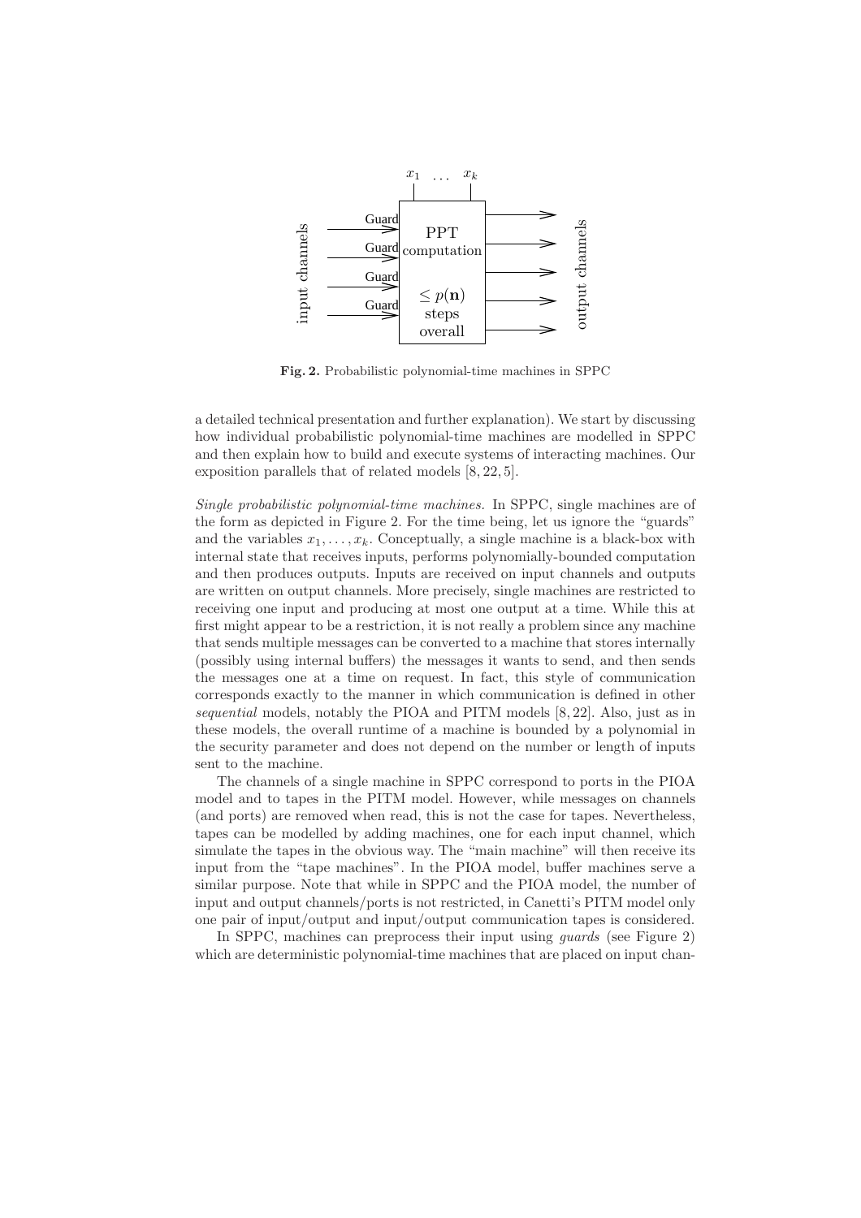**Fig. 2.** Probabilistic polynomial-time machines in SPPC

a detailed technical presentation and further explanation). We start by discussing how individual probabilistic polynomial-time machines are modelled in SPPC and then explain how to build and execute systems of interacting machines. Our exposition parallels that of related models [8, 22, 5].

*Single probabilistic polynomial-time machines.* In SPPC, single machines are of the form as depicted in Figure 2. For the time being, let us ignore the "guards" and the variables $x_1, \ldots, x_k$. Conceptually, a single machine is a black-box with internal state that receives inputs, performs polynomially-bounded computation and then produces outputs. Inputs are received on input channels and outputs are written on output channels. More precisely, single machines are restricted to receiving one input and producing at most one output at a time. While this at first might appear to be a restriction, it is not really a problem since any machine that sends multiple messages can be converted to a machine that stores internally (possibly using internal buffers) the messages it wants to send, and then sends the messages one at a time on request. In fact, this style of communication corresponds exactly to the manner in which communication is defined in other *sequential* models, notably the PIOA and PITM models [8, 22]. Also, just as in these models, the overall runtime of a machine is bounded by a polynomial in the security parameter and does not depend on the number or length of inputs sent to the machine.

The channels of a single machine in SPPC correspond to ports in the PIOA model and to tapes in the PITM model. However, while messages on channels (and ports) are removed when read, this is not the case for tapes. Nevertheless, tapes can be modelled by adding machines, one for each input channel, which simulate the tapes in the obvious way. The "main machine" will then receive its input from the "tape machines". In the PIOA model, buffer machines serve a similar purpose. Note that while in SPPC and the PIOA model, the number of input and output channels/ports is not restricted, in Canetti's PITM model only one pair of input/output and input/output communication tapes is considered.

In SPPC, machines can preprocess their input using *guards* (see Figure 2) which are deterministic polynomial-time machines that are placed on input chan-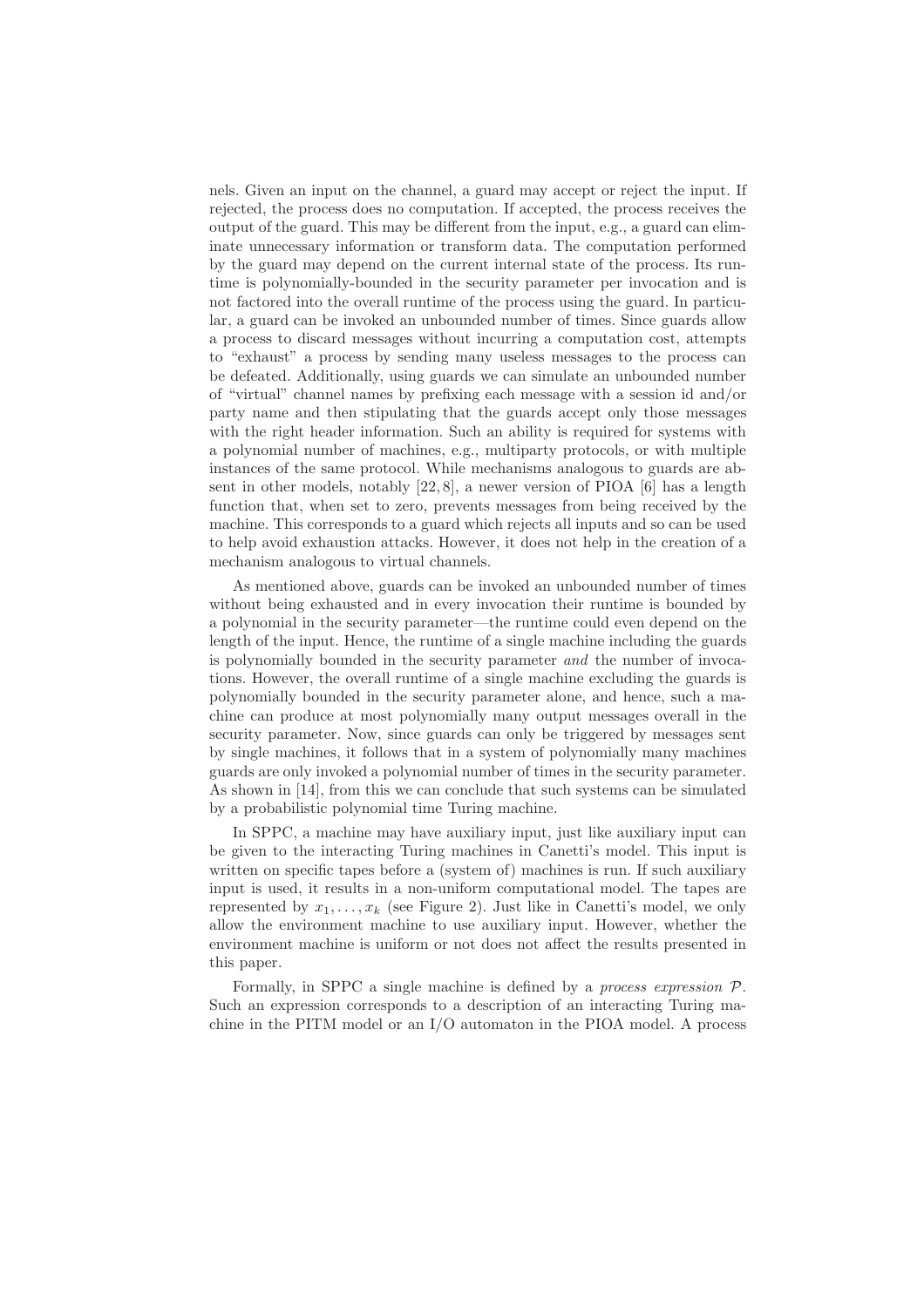nels. Given an input on the channel, a guard may accept or reject the input. If rejected, the process does no computation. If accepted, the process receives the output of the guard. This may be different from the input, e.g., a guard can eliminate unnecessary information or transform data. The computation performed by the guard may depend on the current internal state of the process. Its runtime is polynomially-bounded in the security parameter per invocation and is not factored into the overall runtime of the process using the guard. In particular, a guard can be invoked an unbounded number of times. Since guards allow a process to discard messages without incurring a computation cost, attempts to "exhaust" a process by sending many useless messages to the process can be defeated. Additionally, using guards we can simulate an unbounded number of "virtual" channel names by prefixing each message with a session id and/or party name and then stipulating that the guards accept only those messages with the right header information. Such an ability is required for systems with a polynomial number of machines, e.g., multiparty protocols, or with multiple instances of the same protocol. While mechanisms analogous to guards are absent in other models, notably [22, 8], a newer version of PIOA [6] has a length function that, when set to zero, prevents messages from being received by the machine. This corresponds to a guard which rejects all inputs and so can be used to help avoid exhaustion attacks. However, it does not help in the creation of a mechanism analogous to virtual channels.

As mentioned above, guards can be invoked an unbounded number of times without being exhausted and in every invocation their runtime is bounded by a polynomial in the security parameter—the runtime could even depend on the length of the input. Hence, the runtime of a single machine including the guards is polynomially bounded in the security parameter *and* the number of invocations. However, the overall runtime of a single machine excluding the guards is polynomially bounded in the security parameter alone, and hence, such a machine can produce at most polynomially many output messages overall in the security parameter. Now, since guards can only be triggered by messages sent by single machines, it follows that in a system of polynomially many machines guards are only invoked a polynomial number of times in the security parameter. As shown in [14], from this we can conclude that such systems can be simulated by a probabilistic polynomial time Turing machine.

In SPPC, a machine may have auxiliary input, just like auxiliary input can be given to the interacting Turing machines in Canetti's model. This input is written on specific tapes before a (system of) machines is run. If such auxiliary input is used, it results in a non-uniform computational model. The tapes are represented by $x_1, \ldots, x_k$ (see Figure 2). Just like in Canetti's model, we only allow the environment machine to use auxiliary input. However, whether the environment machine is uniform or not does not affect the results presented in this paper.

Formally, in SPPC a single machine is defined by a *process expression* $\mathcal{P}$. Such an expression corresponds to a description of an interacting Turing machine in the PITM model or an I/O automaton in the PIOA model. A process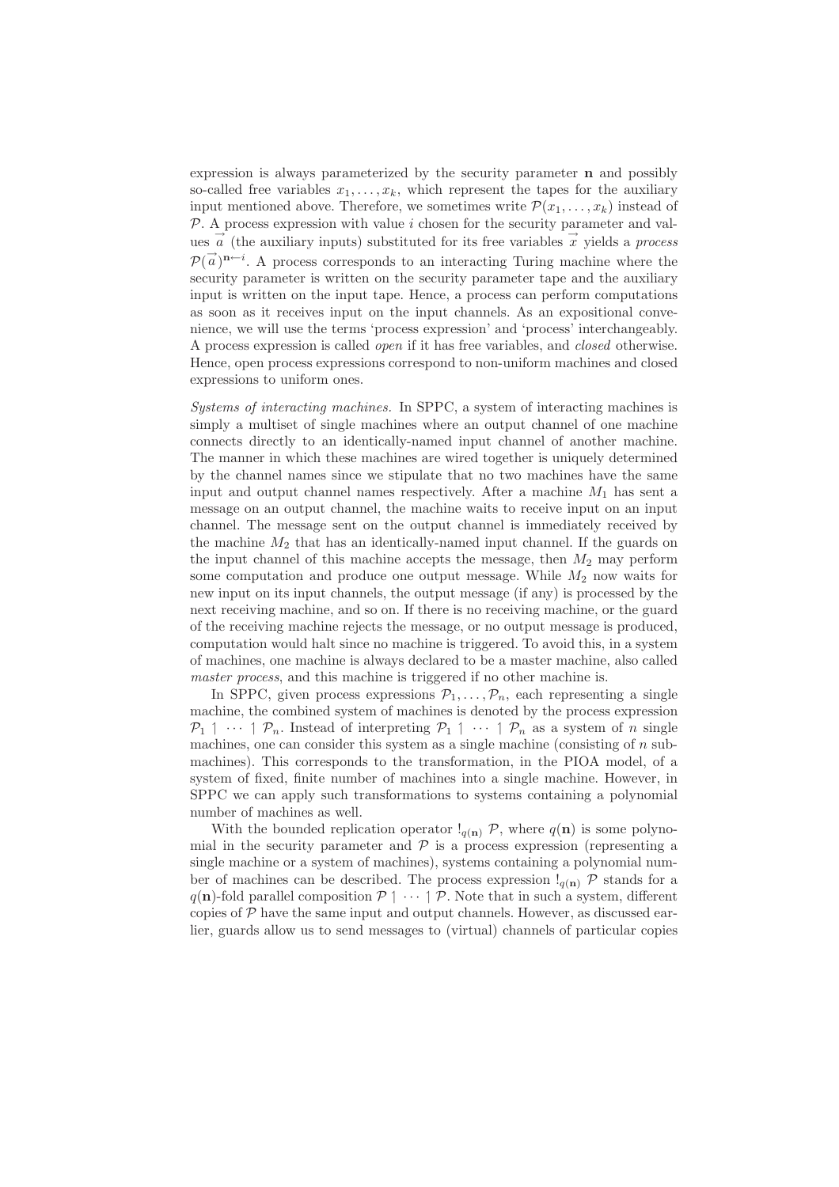expression is always parameterized by the security parameter $\mathbf{n}$ and possibly so-called free variables $x_1, \ldots, x_k$, which represent the tapes for the auxiliary input mentioned above. Therefore, we sometimes write $\mathcal{P}(x_1, \ldots, x_k)$ instead of $\mathcal{P}$. A process expression with value $i$ chosen for the security parameter and values $\vec{a}$ (the auxiliary inputs) substituted for its free variables $\vec{x}$ yields a *process* $\mathcal{P}(\vec{a})^{\mathbf{n} \leftarrow i}$. A process corresponds to an interacting Turing machine where the security parameter is written on the security parameter tape and the auxiliary input is written on the input tape. Hence, a process can perform computations as soon as it receives input on the input channels. As an expositional convenience, we will use the terms 'process expression' and 'process' interchangeably. A process expression is called *open* if it has free variables, and *closed* otherwise. Hence, open process expressions correspond to non-uniform machines and closed expressions to uniform ones.

*Systems of interacting machines.* In SPPC, a system of interacting machines is simply a multiset of single machines where an output channel of one machine connects directly to an identically-named input channel of another machine. The manner in which these machines are wired together is uniquely determined by the channel names since we stipulate that no two machines have the same input and output channel names respectively. After a machine $M_1$ has sent a message on an output channel, the machine waits to receive input on an input channel. The message sent on the output channel is immediately received by the machine $M_2$ that has an identically-named input channel. If the guards on the input channel of this machine accepts the message, then $M_2$ may perform some computation and produce one output message. While $M_2$ now waits for new input on its input channels, the output message (if any) is processed by the next receiving machine, and so on. If there is no receiving machine, or the guard of the receiving machine rejects the message, or no output message is produced, computation would halt since no machine is triggered. To avoid this, in a system of machines, one machine is always declared to be a master machine, also called *master process*, and this machine is triggered if no other machine is.

In SPPC, given process expressions $\mathcal{P}_1, \ldots, \mathcal{P}_n$, each representing a single machine, the combined system of machines is denoted by the process expression $\mathcal{P}_1 \upharpoonright \cdots \upharpoonright \mathcal{P}_n$. Instead of interpreting $\mathcal{P}_1 \upharpoonright \cdots \upharpoonright \mathcal{P}_n$ as a system of $n$ single machines, one can consider this system as a single machine (consisting of $n$ submachines). This corresponds to the transformation, in the PIOA model, of a system of fixed, finite number of machines into a single machine. However, in SPPC we can apply such transformations to systems containing a polynomial number of machines as well.

With the bounded replication operator $!_{q(\mathbf{n})}\ \mathcal{P}$, where $q(\mathbf{n})$ is some polynomial in the security parameter and $\mathcal{P}$ is a process expression (representing a single machine or a system of machines), systems containing a polynomial number of machines can be described. The process expression $!_{q(\mathbf{n})}\ \mathcal{P}$ stands for a $q(\mathbf{n})$-fold parallel composition $\mathcal{P} \upharpoonright \cdots \upharpoonright \mathcal{P}$. Note that in such a system, different copies of $\mathcal{P}$ have the same input and output channels. However, as discussed earlier, guards allow us to send messages to (virtual) channels of particular copies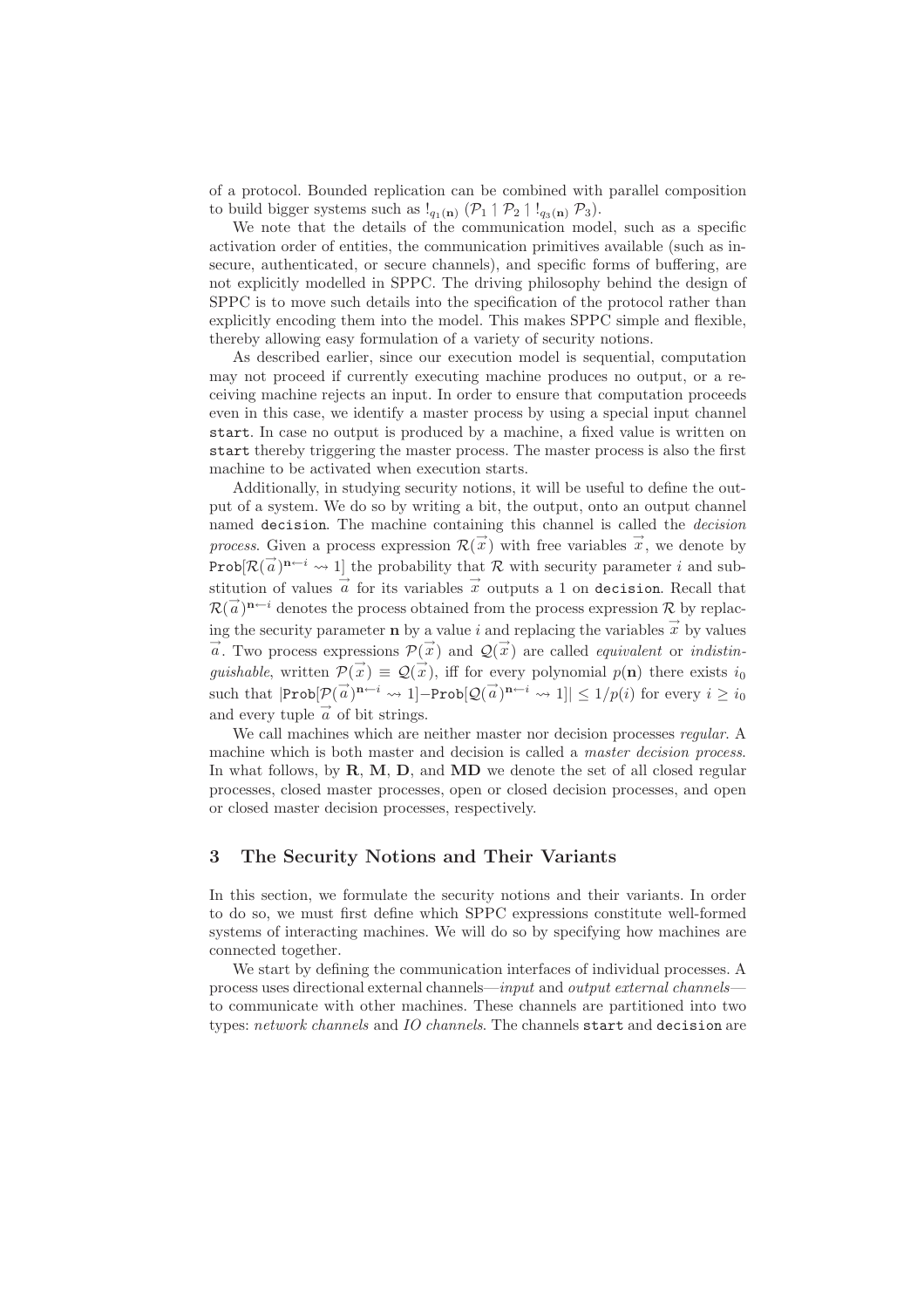of a protocol. Bounded replication can be combined with parallel composition to build bigger systems such as $!_{q_1(\mathbf{n})} (\mathcal{P}_1 \upharpoonright \mathcal{P}_2 \upharpoonright !_{q_3(\mathbf{n})} \mathcal{P}_3)$.

We note that the details of the communication model, such as a specific activation order of entities, the communication primitives available (such as insecure, authenticated, or secure channels), and specific forms of buffering, are not explicitly modelled in SPPC. The driving philosophy behind the design of SPPC is to move such details into the specification of the protocol rather than explicitly encoding them into the model. This makes SPPC simple and flexible, thereby allowing easy formulation of a variety of security notions.

As described earlier, since our execution model is sequential, computation may not proceed if currently executing machine produces no output, or a receiving machine rejects an input. In order to ensure that computation proceeds even in this case, we identify a master process by using a special input channel `start`. In case no output is produced by a machine, a fixed value is written on `start` thereby triggering the master process. The master process is also the first machine to be activated when execution starts.

Additionally, in studying security notions, it will be useful to define the output of a system. We do so by writing a bit, the output, onto an output channel named `decision`. The machine containing this channel is called the *decision process*. Given a process expression $\mathcal{R}(\vec{x})$ with free variables $\vec{x}$, we denote by $\texttt{Prob}[\mathcal{R}(\vec{a})^{\mathbf{n}\leftarrow i} \rightsquigarrow 1]$ the probability that $\mathcal{R}$ with security parameter $i$ and substitution of values $\vec{a}$ for its variables $\vec{x}$ outputs a 1 on `decision`. Recall that $\mathcal{R}(\vec{a})^{\mathbf{n}\leftarrow i}$ denotes the process obtained from the process expression $\mathcal{R}$ by replacing the security parameter $\mathbf{n}$ by a value $i$ and replacing the variables $\vec{x}$ by values $\vec{a}$. Two process expressions $\mathcal{P}(\vec{x})$ and $\mathcal{Q}(\vec{x})$ are called *equivalent* or *indistinguishable*, written $\mathcal{P}(\vec{x}) \equiv \mathcal{Q}(\vec{x})$, iff for every polynomial $p(\mathbf{n})$ there exists $i_0$ such that $|\texttt{Prob}[\mathcal{P}(\vec{a})^{\mathbf{n}\leftarrow i} \rightsquigarrow 1] - \texttt{Prob}[\mathcal{Q}(\vec{a})^{\mathbf{n}\leftarrow i} \rightsquigarrow 1]| \leq 1/p(i)$ for every $i \geq i_0$ and every tuple $\vec{a}$ of bit strings.

We call machines which are neither master nor decision processes *regular*. A machine which is both master and decision is called a *master decision process*. In what follows, by $\mathbf{R}$, $\mathbf{M}$, $\mathbf{D}$, and $\mathbf{MD}$ we denote the set of all closed regular processes, closed master processes, open or closed decision processes, and open or closed master decision processes, respectively.

## 3 The Security Notions and Their Variants

In this section, we formulate the security notions and their variants. In order to do so, we must first define which SPPC expressions constitute well-formed systems of interacting machines. We will do so by specifying how machines are connected together.

We start by defining the communication interfaces of individual processes. A process uses directional external channels—*input* and *output external channels*—to communicate with other machines. These channels are partitioned into two types: *network channels* and *IO channels*. The channels `start` and `decision` are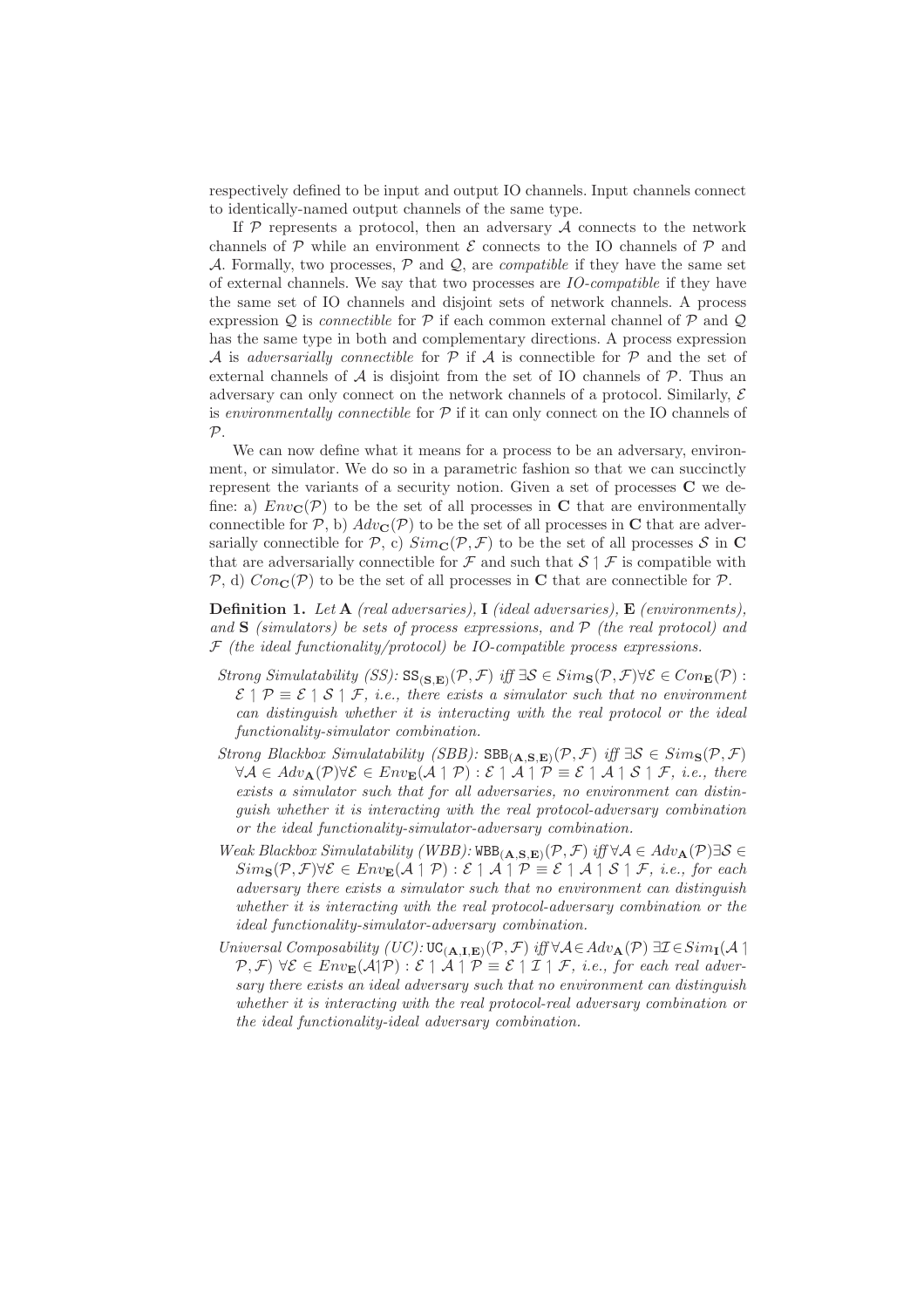respectively defined to be input and output IO channels. Input channels connect to identically-named output channels of the same type.

If $\mathcal{P}$ represents a protocol, then an adversary $\mathcal{A}$ connects to the network channels of $\mathcal{P}$ while an environment $\mathcal{E}$ connects to the IO channels of $\mathcal{P}$ and $\mathcal{A}$. Formally, two processes, $\mathcal{P}$ and $\mathcal{Q}$, are *compatible* if they have the same set of external channels. We say that two processes are *IO-compatible* if they have the same set of IO channels and disjoint sets of network channels. A process expression $\mathcal{Q}$ is *connectible* for $\mathcal{P}$ if each common external channel of $\mathcal{P}$ and $\mathcal{Q}$ has the same type in both and complementary directions. A process expression $\mathcal{A}$ is *adversarially connectible* for $\mathcal{P}$ if $\mathcal{A}$ is connectible for $\mathcal{P}$ and the set of external channels of $\mathcal{A}$ is disjoint from the set of IO channels of $\mathcal{P}$. Thus an adversary can only connect on the network channels of a protocol. Similarly, $\mathcal{E}$ is *environmentally connectible* for $\mathcal{P}$ if it can only connect on the IO channels of $\mathcal{P}$.

We can now define what it means for a process to be an adversary, environment, or simulator. We do so in a parametric fashion so that we can succinctly represent the variants of a security notion. Given a set of processes $\mathbf{C}$ we define: a) $Env_{\mathbf{C}}(\mathcal{P})$ to be the set of all processes in $\mathbf{C}$ that are environmentally connectible for $\mathcal{P}$, b) $Adv_{\mathbf{C}}(\mathcal{P})$ to be the set of all processes in $\mathbf{C}$ that are adversarially connectible for $\mathcal{P}$, c) $Sim_{\mathbf{C}}(\mathcal{P}, \mathcal{F})$ to be the set of all processes $\mathcal{S}$ in $\mathbf{C}$ that are adversarially connectible for $\mathcal{F}$ and such that $\mathcal{S} \upharpoonleft \mathcal{F}$ is compatible with $\mathcal{P}$, d) $Con_{\mathbf{C}}(\mathcal{P})$ to be the set of all processes in $\mathbf{C}$ that are connectible for $\mathcal{P}$.

**Definition 1.** *Let* $\mathbf{A}$ *(real adversaries),* $\mathbf{I}$ *(ideal adversaries),* $\mathbf{E}$ *(environments), and* $\mathbf{S}$ *(simulators) be sets of process expressions, and* $\mathcal{P}$ *(the real protocol) and* $\mathcal{F}$ *(the ideal functionality/protocol) be IO-compatible process expressions.*

- *Strong Simulatability (SS):* $\mathtt{SS}_{(\mathbf{S},\mathbf{E})}(\mathcal{P}, \mathcal{F})$ *iff* $\exists \mathcal{S} \in Sim_{\mathbf{S}}(\mathcal{P}, \mathcal{F}) \forall \mathcal{E} \in Con_{\mathbf{E}}(\mathcal{P})$ : $\mathcal{E} \upharpoonleft \mathcal{P} \equiv \mathcal{E} \upharpoonleft \mathcal{S} \upharpoonleft \mathcal{F}$, *i.e., there exists a simulator such that no environment can distinguish whether it is interacting with the real protocol or the ideal functionality-simulator combination.*
- *Strong Blackbox Simulatability (SBB):* $\mathtt{SBB}_{(\mathbf{A},\mathbf{S},\mathbf{E})}(\mathcal{P}, \mathcal{F})$ *iff* $\exists \mathcal{S} \in Sim_{\mathbf{S}}(\mathcal{P}, \mathcal{F})$ $\forall \mathcal{A} \in Adv_{\mathbf{A}}(\mathcal{P}) \forall \mathcal{E} \in Env_{\mathbf{E}}(\mathcal{A} \upharpoonleft \mathcal{P}) : \mathcal{E} \upharpoonleft \mathcal{A} \upharpoonleft \mathcal{P} \equiv \mathcal{E} \upharpoonleft \mathcal{A} \upharpoonleft \mathcal{S} \upharpoonleft \mathcal{F}$, *i.e., there exists a simulator such that for all adversaries, no environment can distinguish whether it is interacting with the real protocol-adversary combination or the ideal functionality-simulator-adversary combination.*
- *Weak Blackbox Simulatability (WBB):* $\mathtt{WBB}_{(\mathbf{A},\mathbf{S},\mathbf{E})}(\mathcal{P}, \mathcal{F})$ *iff* $\forall \mathcal{A} \in Adv_{\mathbf{A}}(\mathcal{P}) \exists \mathcal{S} \in Sim_{\mathbf{S}}(\mathcal{P}, \mathcal{F}) \forall \mathcal{E} \in Env_{\mathbf{E}}(\mathcal{A} \upharpoonleft \mathcal{P}) : \mathcal{E} \upharpoonleft \mathcal{A} \upharpoonleft \mathcal{P} \equiv \mathcal{E} \upharpoonleft \mathcal{A} \upharpoonleft \mathcal{S} \upharpoonleft \mathcal{F}$, *i.e., for each adversary there exists a simulator such that no environment can distinguish whether it is interacting with the real protocol-adversary combination or the ideal functionality-simulator-adversary combination.*
- *Universal Composability (UC):* $\mathtt{UC}_{(\mathbf{A},\mathbf{I},\mathbf{E})}(\mathcal{P}, \mathcal{F})$ *iff* $\forall \mathcal{A} \in Adv_{\mathbf{A}}(\mathcal{P}) \exists \mathcal{I} \in Sim_{\mathbf{I}}(\mathcal{A} \upharpoonleft \mathcal{P}, \mathcal{F}) \forall \mathcal{E} \in Env_{\mathbf{E}}(\mathcal{A} \upharpoonleft \mathcal{P}) : \mathcal{E} \upharpoonleft \mathcal{A} \upharpoonleft \mathcal{P} \equiv \mathcal{E} \upharpoonleft \mathcal{I} \upharpoonleft \mathcal{F}$, *i.e., for each real adversary there exists an ideal adversary such that no environment can distinguish whether it is interacting with the real protocol-real adversary combination or the ideal functionality-ideal adversary combination.*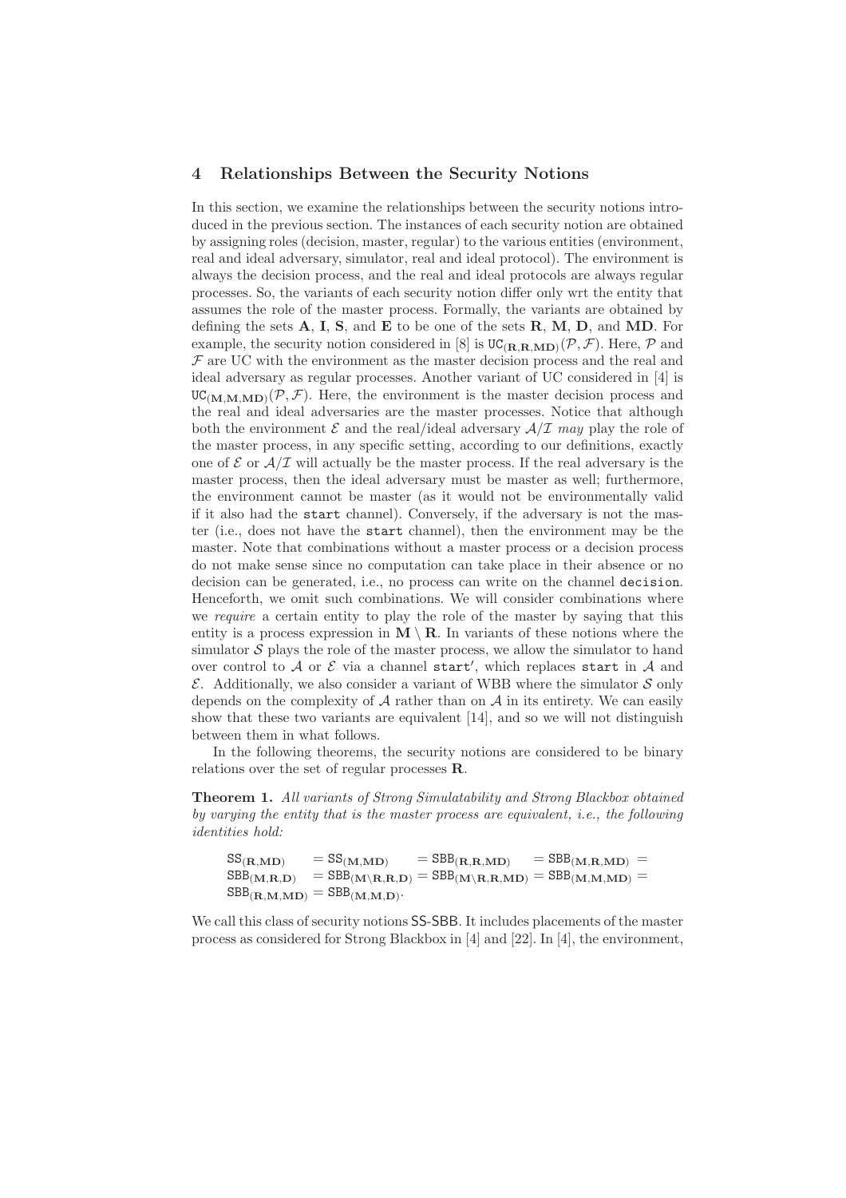## 4 Relationships Between the Security Notions

In this section, we examine the relationships between the security notions introduced in the previous section. The instances of each security notion are obtained by assigning roles (decision, master, regular) to the various entities (environment, real and ideal adversary, simulator, real and ideal protocol). The environment is always the decision process, and the real and ideal protocols are always regular processes. So, the variants of each security notion differ only wrt the entity that assumes the role of the master process. Formally, the variants are obtained by defining the sets $\mathbf{A}$, $\mathbf{I}$, $\mathbf{S}$, and $\mathbf{E}$ to be one of the sets $\mathbf{R}$, $\mathbf{M}$, $\mathbf{D}$, and $\mathbf{MD}$. For example, the security notion considered in [8] is $\mathtt{UC}_{(\mathbf{R},\mathbf{R},\mathbf{MD})}(\mathcal{P},\mathcal{F})$. Here, $\mathcal{P}$ and $\mathcal{F}$ are UC with the environment as the master decision process and the real and ideal adversary as regular processes. Another variant of UC considered in [4] is $\mathtt{UC}_{(\mathbf{M},\mathbf{M},\mathbf{MD})}(\mathcal{P},\mathcal{F})$. Here, the environment is the master decision process and the real and ideal adversaries are the master processes. Notice that although both the environment $\mathcal{E}$ and the real/ideal adversary $\mathcal{A}/\mathcal{I}$ *may* play the role of the master process, in any specific setting, according to our definitions, exactly one of $\mathcal{E}$ or $\mathcal{A}/\mathcal{I}$ will actually be the master process. If the real adversary is the master process, then the ideal adversary must be master as well; furthermore, the environment cannot be master (as it would not be environmentally valid if it also had the `start` channel). Conversely, if the adversary is not the master (i.e., does not have the `start` channel), then the environment may be the master. Note that combinations without a master process or a decision process do not make sense since no computation can take place in their absence or no decision can be generated, i.e., no process can write on the channel `decision`. Henceforth, we omit such combinations. We will consider combinations where we *require* a certain entity to play the role of the master by saying that this entity is a process expression in $\mathbf{M}\setminus\mathbf{R}$. In variants of these notions where the simulator $\mathcal{S}$ plays the role of the master process, we allow the simulator to hand over control to $\mathcal{A}$ or $\mathcal{E}$ via a channel $\mathtt{start}'$, which replaces `start` in $\mathcal{A}$ and $\mathcal{E}$. Additionally, we also consider a variant of WBB where the simulator $\mathcal{S}$ only depends on the complexity of $\mathcal{A}$ rather than on $\mathcal{A}$ in its entirety. We can easily show that these two variants are equivalent [14], and so we will not distinguish between them in what follows.

In the following theorems, the security notions are considered to be binary relations over the set of regular processes $\mathbf{R}$.

**Theorem 1.** *All variants of Strong Simulatability and Strong Blackbox obtained by varying the entity that is the master process are equivalent, i.e., the following identities hold:*

$$\begin{aligned}
&\mathtt{SS}_{(\mathbf{R},\mathbf{MD})} = \mathtt{SS}_{(\mathbf{M},\mathbf{MD})} = \mathtt{SBB}_{(\mathbf{R},\mathbf{R},\mathbf{MD})} = \mathtt{SBB}_{(\mathbf{M},\mathbf{R},\mathbf{MD})} = \\
&\mathtt{SBB}_{(\mathbf{M},\mathbf{R},\mathbf{D})} = \mathtt{SBB}_{(\mathbf{M}\setminus\mathbf{R},\mathbf{R},\mathbf{D})} = \mathtt{SBB}_{(\mathbf{M}\setminus\mathbf{R},\mathbf{R},\mathbf{MD})} = \mathtt{SBB}_{(\mathbf{M},\mathbf{M},\mathbf{MD})} = \\
&\mathtt{SBB}_{(\mathbf{R},\mathbf{M},\mathbf{MD})} = \mathtt{SBB}_{(\mathbf{M},\mathbf{M},\mathbf{D})}.
\end{aligned}$$

We call this class of security notions SS-SBB. It includes placements of the master process as considered for Strong Blackbox in [4] and [22]. In [4], the environment,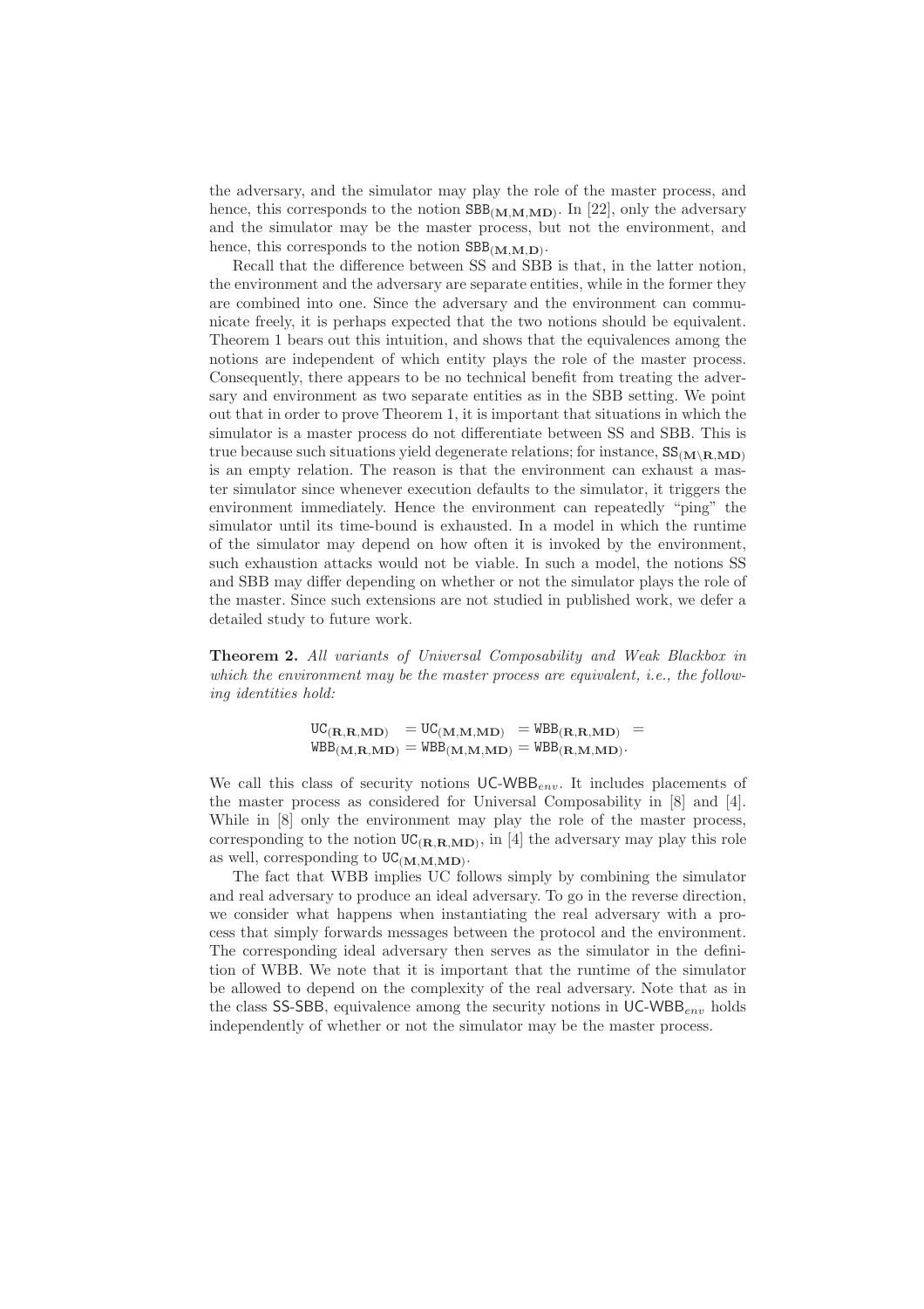the adversary, and the simulator may play the role of the master process, and hence, this corresponds to the notion $\mathtt{SBB}_{(\mathbf{M},\mathbf{M},\mathbf{MD})}$. In [22], only the adversary and the simulator may be the master process, but not the environment, and hence, this corresponds to the notion $\mathtt{SBB}_{(\mathbf{M},\mathbf{M},\mathbf{D})}$.

Recall that the difference between SS and SBB is that, in the latter notion, the environment and the adversary are separate entities, while in the former they are combined into one. Since the adversary and the environment can communicate freely, it is perhaps expected that the two notions should be equivalent. Theorem 1 bears out this intuition, and shows that the equivalences among the notions are independent of which entity plays the role of the master process. Consequently, there appears to be no technical benefit from treating the adversary and environment as two separate entities as in the SBB setting. We point out that in order to prove Theorem 1, it is important that situations in which the simulator is a master process do not differentiate between SS and SBB. This is true because such situations yield degenerate relations; for instance, $\mathtt{SS}_{(\mathbf{M}\setminus\mathbf{R},\mathbf{MD})}$ is an empty relation. The reason is that the environment can exhaust a master simulator since whenever execution defaults to the simulator, it triggers the environment immediately. Hence the environment can repeatedly "ping" the simulator until its time-bound is exhausted. In a model in which the runtime of the simulator may depend on how often it is invoked by the environment, such exhaustion attacks would not be viable. In such a model, the notions SS and SBB may differ depending on whether or not the simulator plays the role of the master. Since such extensions are not studied in published work, we defer a detailed study to future work.

**Theorem 2.** *All variants of Universal Composability and Weak Blackbox in which the environment may be the master process are equivalent, i.e., the following identities hold:*

$$\mathtt{UC}_{(\mathbf{R},\mathbf{R},\mathbf{MD})} = \mathtt{UC}_{(\mathbf{M},\mathbf{M},\mathbf{MD})} = \mathtt{WBB}_{(\mathbf{R},\mathbf{R},\mathbf{MD})} = \mathtt{WBB}_{(\mathbf{M},\mathbf{R},\mathbf{MD})} = \mathtt{WBB}_{(\mathbf{M},\mathbf{M},\mathbf{MD})} = \mathtt{WBB}_{(\mathbf{R},\mathbf{M},\mathbf{MD})}.$$

We call this class of security notions $\mathsf{UC\text{-}WBB}_{env}$. It includes placements of the master process as considered for Universal Composability in [8] and [4]. While in [8] only the environment may play the role of the master process, corresponding to the notion $\mathtt{UC}_{(\mathbf{R},\mathbf{R},\mathbf{MD})}$, in [4] the adversary may play this role as well, corresponding to $\mathtt{UC}_{(\mathbf{M},\mathbf{M},\mathbf{MD})}$.

The fact that WBB implies UC follows simply by combining the simulator and real adversary to produce an ideal adversary. To go in the reverse direction, we consider what happens when instantiating the real adversary with a process that simply forwards messages between the protocol and the environment. The corresponding ideal adversary then serves as the simulator in the definition of WBB. We note that it is important that the runtime of the simulator be allowed to depend on the complexity of the real adversary. Note that as in the class SS-SBB, equivalence among the security notions in $\mathsf{UC\text{-}WBB}_{env}$ holds independently of whether or not the simulator may be the master process.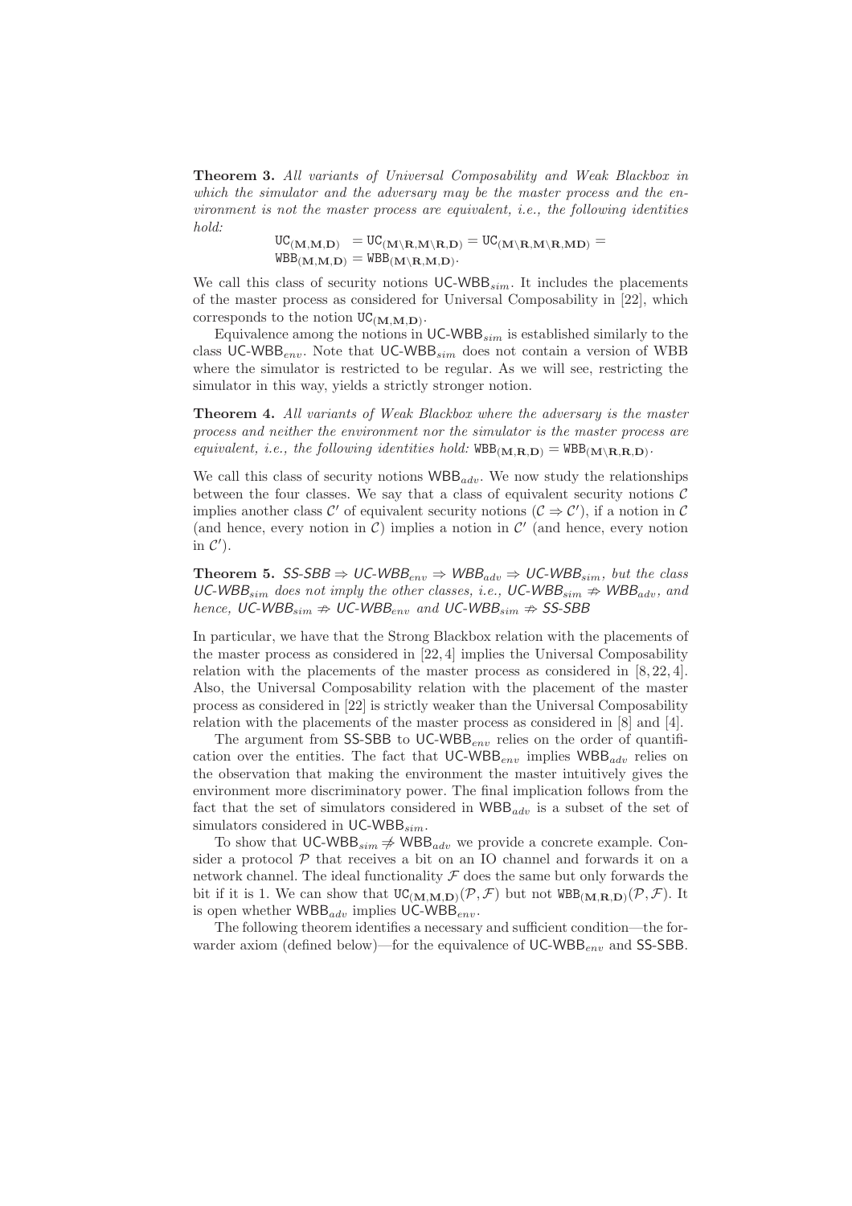**Theorem 3.** *All variants of Universal Composability and Weak Blackbox in which the simulator and the adversary may be the master process and the environment is not the master process are equivalent, i.e., the following identities hold:*

$$\mathtt{UC}_{(\mathbf{M},\mathbf{M},\mathbf{D})} = \mathtt{UC}_{(\mathbf{M}\setminus\mathbf{R},\mathbf{M}\setminus\mathbf{R},\mathbf{D})} = \mathtt{UC}_{(\mathbf{M}\setminus\mathbf{R},\mathbf{M}\setminus\mathbf{R},\mathbf{MD})} = \mathtt{WBB}_{(\mathbf{M},\mathbf{M},\mathbf{D})} = \mathtt{WBB}_{(\mathbf{M}\setminus\mathbf{R},\mathbf{M},\mathbf{D})}.$$

We call this class of security notions $\mathsf{UC\text{-}WBB}_{sim}$. It includes the placements of the master process as considered for Universal Composability in [22], which corresponds to the notion $\mathtt{UC}_{(\mathbf{M},\mathbf{M},\mathbf{D})}$.

Equivalence among the notions in $\mathsf{UC\text{-}WBB}_{sim}$ is established similarly to the class $\mathsf{UC\text{-}WBB}_{env}$. Note that $\mathsf{UC\text{-}WBB}_{sim}$ does not contain a version of WBB where the simulator is restricted to be regular. As we will see, restricting the simulator in this way, yields a strictly stronger notion.

**Theorem 4.** *All variants of Weak Blackbox where the adversary is the master process and neither the environment nor the simulator is the master process are equivalent, i.e., the following identities hold:* $\mathtt{WBB}_{(\mathbf{M},\mathbf{R},\mathbf{D})} = \mathtt{WBB}_{(\mathbf{M}\setminus\mathbf{R},\mathbf{R},\mathbf{D})}$.

We call this class of security notions $\mathsf{WBB}_{adv}$. We now study the relationships between the four classes. We say that a class of equivalent security notions $\mathcal{C}$ implies another class $\mathcal{C}'$ of equivalent security notions ($\mathcal{C} \Rightarrow \mathcal{C}'$), if a notion in $\mathcal{C}$ (and hence, every notion in $\mathcal{C}$) implies a notion in $\mathcal{C}'$ (and hence, every notion in $\mathcal{C}'$).

**Theorem 5.** *$\mathsf{SS\text{-}SBB} \Rightarrow \mathsf{UC\text{-}WBB}_{env} \Rightarrow \mathsf{WBB}_{adv} \Rightarrow \mathsf{UC\text{-}WBB}_{sim}$, but the class $\mathsf{UC\text{-}WBB}_{sim}$ does not imply the other classes, i.e., $\mathsf{UC\text{-}WBB}_{sim} \not\Rightarrow \mathsf{WBB}_{adv}$, and hence, $\mathsf{UC\text{-}WBB}_{sim} \not\Rightarrow \mathsf{UC\text{-}WBB}_{env}$ and $\mathsf{UC\text{-}WBB}_{sim} \not\Rightarrow \mathsf{SS\text{-}SBB}$*

In particular, we have that the Strong Blackbox relation with the placements of the master process as considered in [22, 4] implies the Universal Composability relation with the placements of the master process as considered in [8, 22, 4]. Also, the Universal Composability relation with the placement of the master process as considered in [22] is strictly weaker than the Universal Composability relation with the placements of the master process as considered in [8] and [4].

The argument from $\mathsf{SS\text{-}SBB}$ to $\mathsf{UC\text{-}WBB}_{env}$ relies on the order of quantification over the entities. The fact that $\mathsf{UC\text{-}WBB}_{env}$ implies $\mathsf{WBB}_{adv}$ relies on the observation that making the environment the master intuitively gives the environment more discriminatory power. The final implication follows from the fact that the set of simulators considered in $\mathsf{WBB}_{adv}$ is a subset of the set of simulators considered in $\mathsf{UC\text{-}WBB}_{sim}$.

To show that $\mathsf{UC\text{-}WBB}_{sim} \not\Rightarrow \mathsf{WBB}_{adv}$ we provide a concrete example. Consider a protocol $\mathcal{P}$ that receives a bit on an IO channel and forwards it on a network channel. The ideal functionality $\mathcal{F}$ does the same but only forwards the bit if it is 1. We can show that $\mathtt{UC}_{(\mathbf{M},\mathbf{M},\mathbf{D})}(\mathcal{P},\mathcal{F})$ but not $\mathtt{WBB}_{(\mathbf{M},\mathbf{R},\mathbf{D})}(\mathcal{P},\mathcal{F})$. It is open whether $\mathsf{WBB}_{adv}$ implies $\mathsf{UC\text{-}WBB}_{env}$.

The following theorem identifies a necessary and sufficient condition—the forwarder axiom (defined below)—for the equivalence of $\mathsf{UC\text{-}WBB}_{env}$ and $\mathsf{SS\text{-}SBB}$.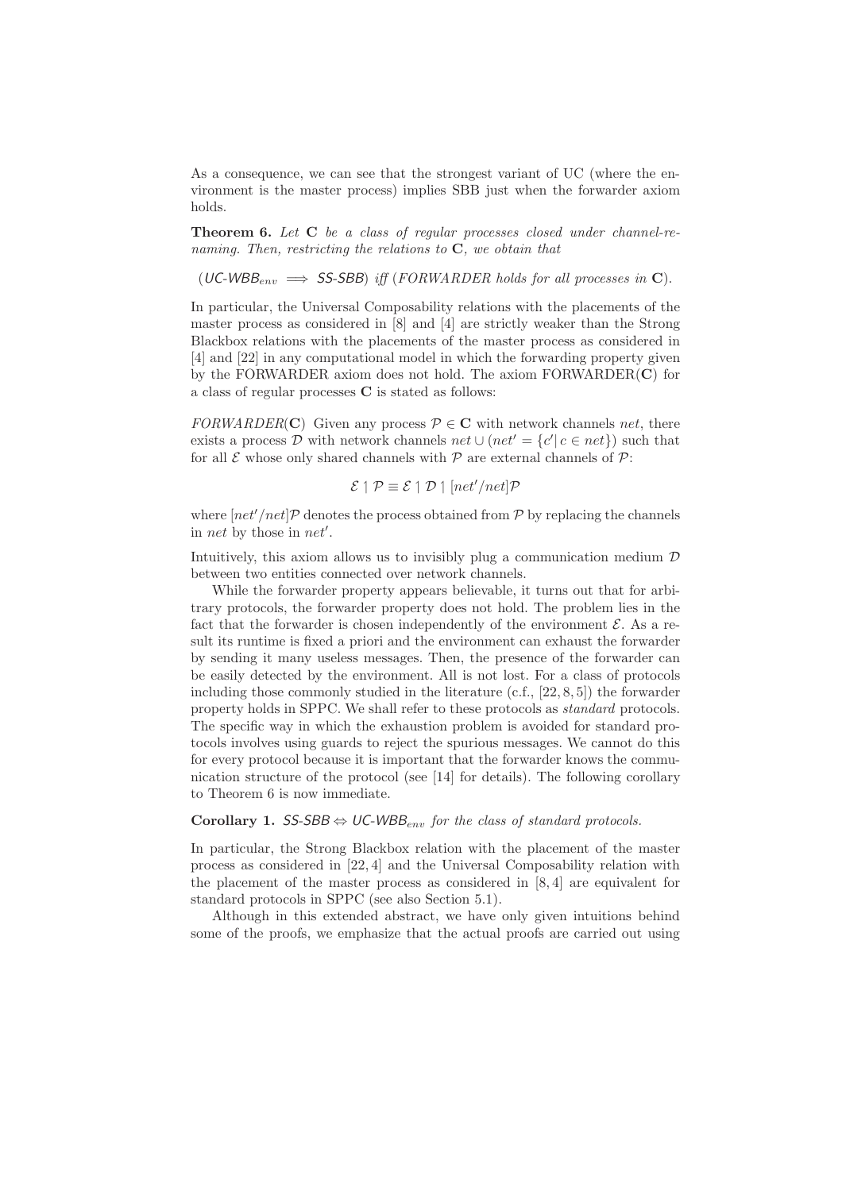As a consequence, we can see that the strongest variant of UC (where the environment is the master process) implies SBB just when the forwarder axiom holds.

**Theorem 6.** *Let* $\mathbf{C}$ *be a class of regular processes closed under channel-renaming. Then, restricting the relations to* $\mathbf{C}$*, we obtain that*

($\mathit{UC}\text{-}\mathit{WBB}_{env} \implies \mathit{SS}\text{-}\mathit{SBB}$) *iff* (*FORWARDER holds for all processes in* $\mathbf{C}$).

In particular, the Universal Composability relations with the placements of the master process as considered in [8] and [4] are strictly weaker than the Strong Blackbox relations with the placements of the master process as considered in [4] and [22] in any computational model in which the forwarding property given by the FORWARDER axiom does not hold. The axiom FORWARDER($\mathbf{C}$) for a class of regular processes $\mathbf{C}$ is stated as follows:

*FORWARDER*($\mathbf{C}$) Given any process $\mathcal{P} \in \mathbf{C}$ with network channels $net$, there exists a process $\mathcal{D}$ with network channels $net \cup (net' = \{c' | \, c \in net\})$ such that for all $\mathcal{E}$ whose only shared channels with $\mathcal{P}$ are external channels of $\mathcal{P}$:

$$\mathcal{E} \upharpoonright \mathcal{P} \equiv \mathcal{E} \upharpoonright \mathcal{D} \upharpoonright [net'/net]\mathcal{P}$$

where $[net'/net]\mathcal{P}$ denotes the process obtained from $\mathcal{P}$ by replacing the channels in $net$ by those in $net'$.

Intuitively, this axiom allows us to invisibly plug a communication medium $\mathcal{D}$ between two entities connected over network channels.

While the forwarder property appears believable, it turns out that for arbitrary protocols, the forwarder property does not hold. The problem lies in the fact that the forwarder is chosen independently of the environment $\mathcal{E}$. As a result its runtime is fixed a priori and the environment can exhaust the forwarder by sending it many useless messages. Then, the presence of the forwarder can be easily detected by the environment. All is not lost. For a class of protocols including those commonly studied in the literature (c.f., [22, 8, 5]) the forwarder property holds in SPPC. We shall refer to these protocols as *standard* protocols. The specific way in which the exhaustion problem is avoided for standard protocols involves using guards to reject the spurious messages. We cannot do this for every protocol because it is important that the forwarder knows the communication structure of the protocol (see [14] for details). The following corollary to Theorem 6 is now immediate.

**Corollary 1.** $\mathit{SS}\text{-}\mathit{SBB} \Leftrightarrow \mathit{UC}\text{-}\mathit{WBB}_{env}$ *for the class of standard protocols.*

In particular, the Strong Blackbox relation with the placement of the master process as considered in [22, 4] and the Universal Composability relation with the placement of the master process as considered in [8, 4] are equivalent for standard protocols in SPPC (see also Section 5.1).

Although in this extended abstract, we have only given intuitions behind some of the proofs, we emphasize that the actual proofs are carried out using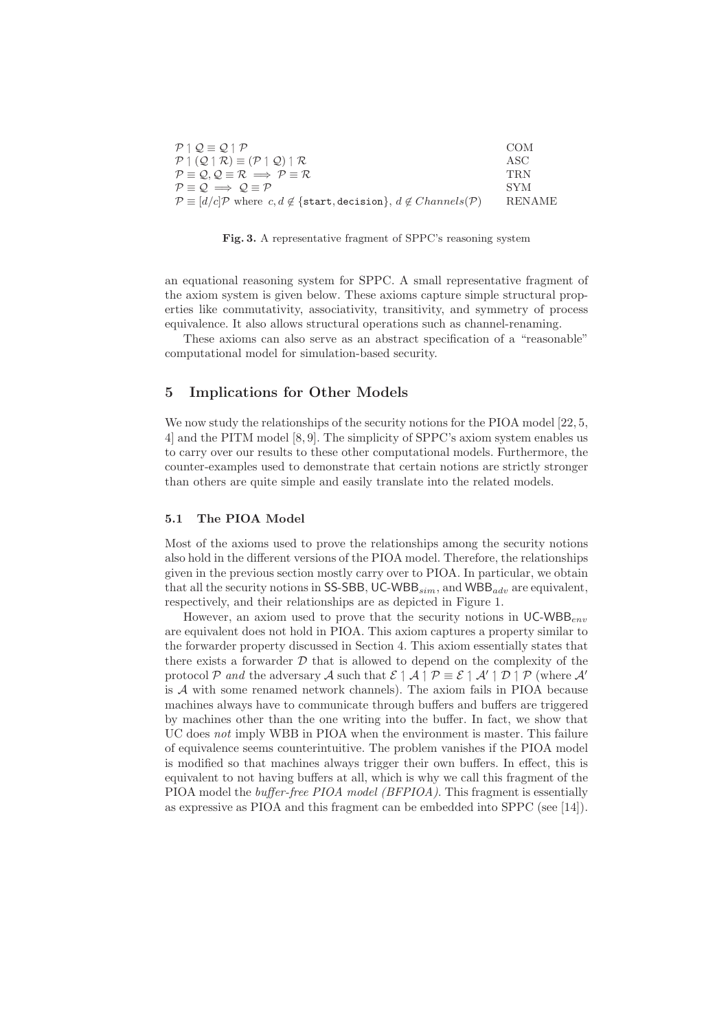| | |
|---|---|
| $\mathcal{P} \upharpoonleft \mathcal{Q} \equiv \mathcal{Q} \upharpoonleft \mathcal{P}$ | COM |
| $\mathcal{P} \upharpoonleft (\mathcal{Q} \upharpoonleft \mathcal{R}) \equiv (\mathcal{P} \upharpoonleft \mathcal{Q}) \upharpoonleft \mathcal{R}$ | ASC |
| $\mathcal{P} \equiv \mathcal{Q}, \mathcal{Q} \equiv \mathcal{R} \implies \mathcal{P} \equiv \mathcal{R}$ | TRN |
| $\mathcal{P} \equiv \mathcal{Q} \implies \mathcal{Q} \equiv \mathcal{P}$ | SYM |
| $\mathcal{P} \equiv [d/c]\mathcal{P}$ where $c, d \notin \{\mathtt{start}, \mathtt{decision}\}$, $d \notin Channels(\mathcal{P})$ | RENAME |

**Fig. 3.** A representative fragment of SPPC's reasoning system

an equational reasoning system for SPPC. A small representative fragment of the axiom system is given below. These axioms capture simple structural properties like commutativity, associativity, transitivity, and symmetry of process equivalence. It also allows structural operations such as channel-renaming.

These axioms can also serve as an abstract specification of a "reasonable" computational model for simulation-based security.

## 5 Implications for Other Models

We now study the relationships of the security notions for the PIOA model [22, 5, 4] and the PITM model [8, 9]. The simplicity of SPPC's axiom system enables us to carry over our results to these other computational models. Furthermore, the counter-examples used to demonstrate that certain notions are strictly stronger than others are quite simple and easily translate into the related models.

### 5.1 The PIOA Model

Most of the axioms used to prove the relationships among the security notions also hold in the different versions of the PIOA model. Therefore, the relationships given in the previous section mostly carry over to PIOA. In particular, we obtain that all the security notions in SS-SBB, UC-WBB$_{sim}$, and WBB$_{adv}$ are equivalent, respectively, and their relationships are as depicted in Figure 1.

However, an axiom used to prove that the security notions in UC-WBB$_{env}$ are equivalent does not hold in PIOA. This axiom captures a property similar to the forwarder property discussed in Section 4. This axiom essentially states that there exists a forwarder $\mathcal{D}$ that is allowed to depend on the complexity of the protocol $\mathcal{P}$ *and* the adversary $\mathcal{A}$ such that $\mathcal{E} \upharpoonleft \mathcal{A} \upharpoonleft \mathcal{P} \equiv \mathcal{E} \upharpoonleft \mathcal{A}' \upharpoonleft \mathcal{D} \upharpoonleft \mathcal{P}$ (where $\mathcal{A}'$ is $\mathcal{A}$ with some renamed network channels). The axiom fails in PIOA because machines always have to communicate through buffers and buffers are triggered by machines other than the one writing into the buffer. In fact, we show that UC does *not* imply WBB in PIOA when the environment is master. This failure of equivalence seems counterintuitive. The problem vanishes if the PIOA model is modified so that machines always trigger their own buffers. In effect, this is equivalent to not having buffers at all, which is why we call this fragment of the PIOA model the *buffer-free PIOA model (BFPIOA)*. This fragment is essentially as expressive as PIOA and this fragment can be embedded into SPPC (see [14]).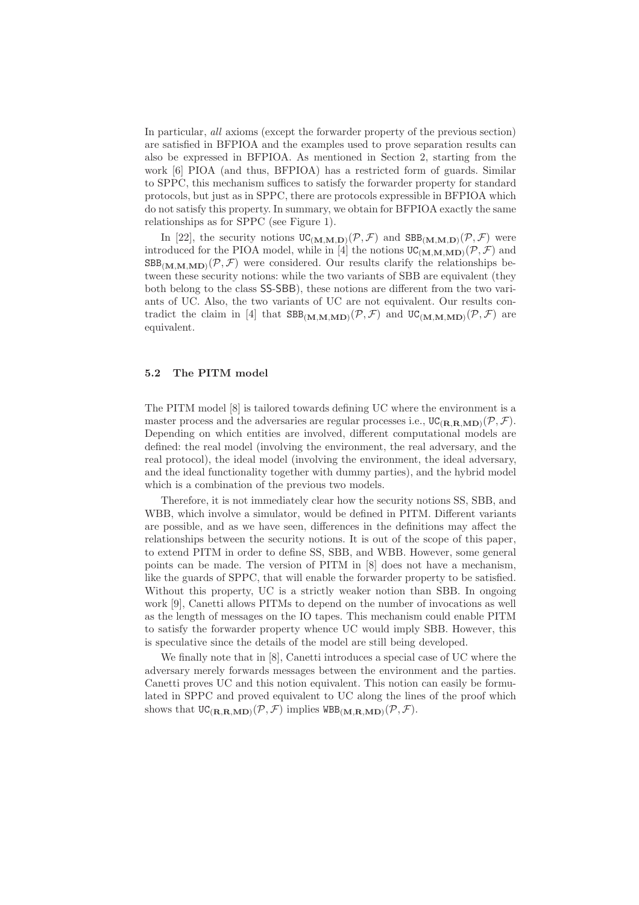In particular, *all* axioms (except the forwarder property of the previous section) are satisfied in BFPIOA and the examples used to prove separation results can also be expressed in BFPIOA. As mentioned in Section 2, starting from the work [6] PIOA (and thus, BFPIOA) has a restricted form of guards. Similar to SPPC, this mechanism suffices to satisfy the forwarder property for standard protocols, but just as in SPPC, there are protocols expressible in BFPIOA which do not satisfy this property. In summary, we obtain for BFPIOA exactly the same relationships as for SPPC (see Figure 1).

In [22], the security notions $\mathtt{UC}_{(\mathbf{M},\mathbf{M},\mathbf{D})}(\mathcal{P},\mathcal{F})$ and $\mathtt{SBB}_{(\mathbf{M},\mathbf{M},\mathbf{D})}(\mathcal{P},\mathcal{F})$ were introduced for the PIOA model, while in [4] the notions $\mathtt{UC}_{(\mathbf{M},\mathbf{M},\mathbf{MD})}(\mathcal{P},\mathcal{F})$ and $\mathtt{SBB}_{(\mathbf{M},\mathbf{M},\mathbf{MD})}(\mathcal{P},\mathcal{F})$ were considered. Our results clarify the relationships between these security notions: while the two variants of SBB are equivalent (they both belong to the class SS-SBB), these notions are different from the two variants of UC. Also, the two variants of UC are not equivalent. Our results contradict the claim in [4] that $\mathtt{SBB}_{(\mathbf{M},\mathbf{M},\mathbf{MD})}(\mathcal{P},\mathcal{F})$ and $\mathtt{UC}_{(\mathbf{M},\mathbf{M},\mathbf{MD})}(\mathcal{P},\mathcal{F})$ are equivalent.

### 5.2 The PITM model

The PITM model [8] is tailored towards defining UC where the environment is a master process and the adversaries are regular processes i.e., $\mathtt{UC}_{(\mathbf{R},\mathbf{R},\mathbf{MD})}(\mathcal{P},\mathcal{F})$. Depending on which entities are involved, different computational models are defined: the real model (involving the environment, the real adversary, and the real protocol), the ideal model (involving the environment, the ideal adversary, and the ideal functionality together with dummy parties), and the hybrid model which is a combination of the previous two models.

Therefore, it is not immediately clear how the security notions SS, SBB, and WBB, which involve a simulator, would be defined in PITM. Different variants are possible, and as we have seen, differences in the definitions may affect the relationships between the security notions. It is out of the scope of this paper, to extend PITM in order to define SS, SBB, and WBB. However, some general points can be made. The version of PITM in [8] does not have a mechanism, like the guards of SPPC, that will enable the forwarder property to be satisfied. Without this property, UC is a strictly weaker notion than SBB. In ongoing work [9], Canetti allows PITMs to depend on the number of invocations as well as the length of messages on the IO tapes. This mechanism could enable PITM to satisfy the forwarder property whence UC would imply SBB. However, this is speculative since the details of the model are still being developed.

We finally note that in [8], Canetti introduces a special case of UC where the adversary merely forwards messages between the environment and the parties. Canetti proves UC and this notion equivalent. This notion can easily be formulated in SPPC and proved equivalent to UC along the lines of the proof which shows that $\mathtt{UC}_{(\mathbf{R},\mathbf{R},\mathbf{MD})}(\mathcal{P},\mathcal{F})$ implies $\mathtt{WBB}_{(\mathbf{M},\mathbf{R},\mathbf{MD})}(\mathcal{P},\mathcal{F})$.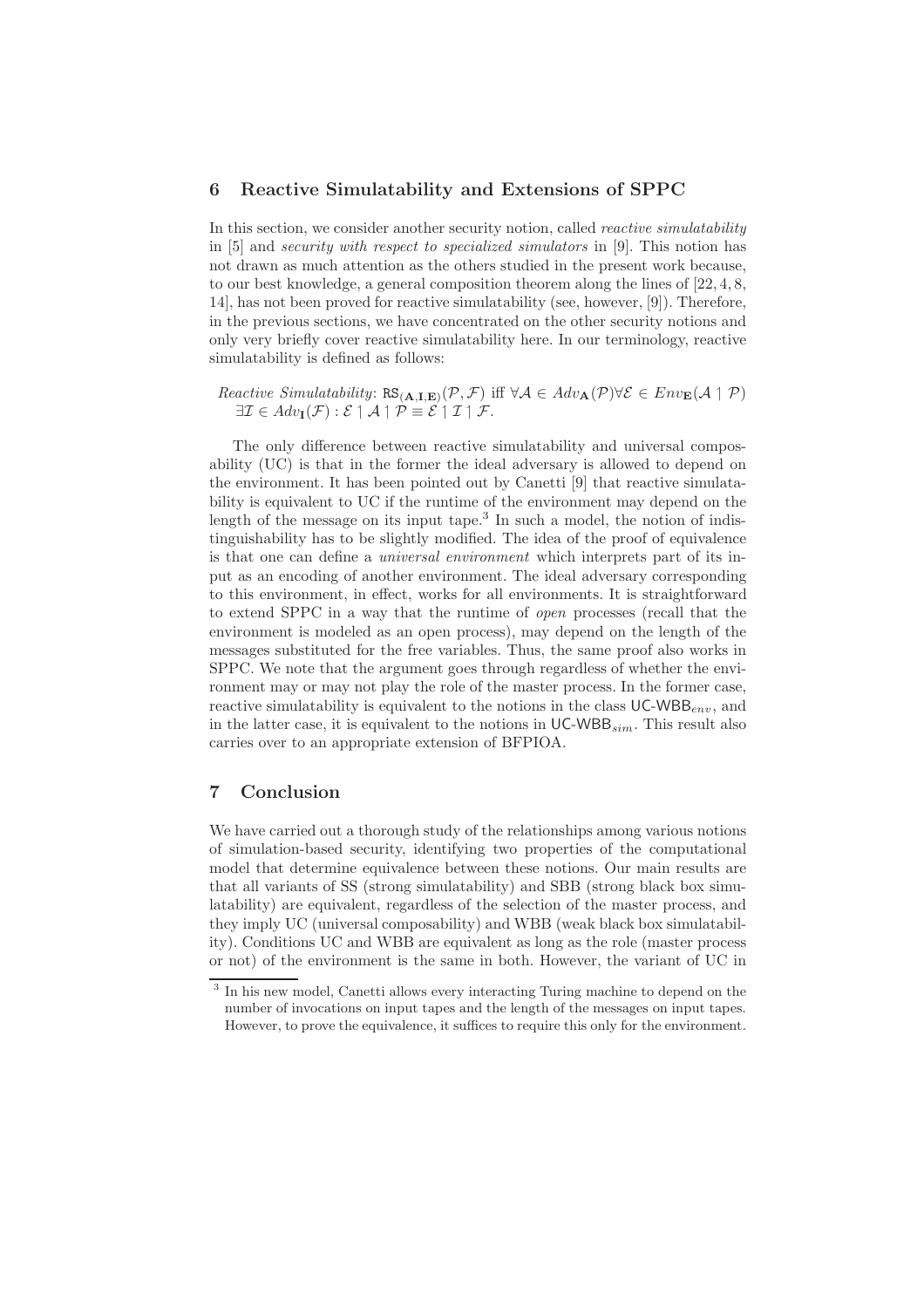## 6 Reactive Simulatability and Extensions of SPPC

In this section, we consider another security notion, called *reactive simulatability* in [5] and *security with respect to specialized simulators* in [9]. This notion has not drawn as much attention as the others studied in the present work because, to our best knowledge, a general composition theorem along the lines of [22, 4, 8, 14], has not been proved for reactive simulatability (see, however, [9]). Therefore, in the previous sections, we have concentrated on the other security notions and only very briefly cover reactive simulatability here. In our terminology, reactive simulatability is defined as follows:

*Reactive Simulatability*: $\mathtt{RS}_{(\mathbf{A},\mathbf{I},\mathbf{E})}(\mathcal{P},\mathcal{F})$ iff $\forall \mathcal{A} \in Adv_{\mathbf{A}}(\mathcal{P}) \forall \mathcal{E} \in Env_{\mathbf{E}}(\mathcal{A} \upharpoonright \mathcal{P})$ $\exists \mathcal{I} \in Adv_{\mathbf{I}}(\mathcal{F}) : \mathcal{E} \upharpoonright \mathcal{A} \upharpoonright \mathcal{P} \equiv \mathcal{E} \upharpoonright \mathcal{I} \upharpoonright \mathcal{F}$.

The only difference between reactive simulatability and universal composability (UC) is that in the former the ideal adversary is allowed to depend on the environment. It has been pointed out by Canetti [9] that reactive simulatability is equivalent to UC if the runtime of the environment may depend on the length of the message on its input tape.[3] In such a model, the notion of indistinguishability has to be slightly modified. The idea of the proof of equivalence is that one can define a *universal environment* which interprets part of its input as an encoding of another environment. The ideal adversary corresponding to this environment, in effect, works for all environments. It is straightforward to extend SPPC in a way that the runtime of *open* processes (recall that the environment is modeled as an open process), may depend on the length of the messages substituted for the free variables. Thus, the same proof also works in SPPC. We note that the argument goes through regardless of whether the environment may or may not play the role of the master process. In the former case, reactive simulatability is equivalent to the notions in the class $\mathsf{UC\text{-}WBB}_{env}$, and in the latter case, it is equivalent to the notions in $\mathsf{UC\text{-}WBB}_{sim}$. This result also carries over to an appropriate extension of BFPIOA.

## 7 Conclusion

We have carried out a thorough study of the relationships among various notions of simulation-based security, identifying two properties of the computational model that determine equivalence between these notions. Our main results are that all variants of SS (strong simulatability) and SBB (strong black box simulatability) are equivalent, regardless of the selection of the master process, and they imply UC (universal composability) and WBB (weak black box simulatability). Conditions UC and WBB are equivalent as long as the role (master process or not) of the environment is the same in both. However, the variant of UC in

[3] In his new model, Canetti allows every interacting Turing machine to depend on the number of invocations on input tapes and the length of the messages on input tapes. However, to prove the equivalence, it suffices to require this only for the environment.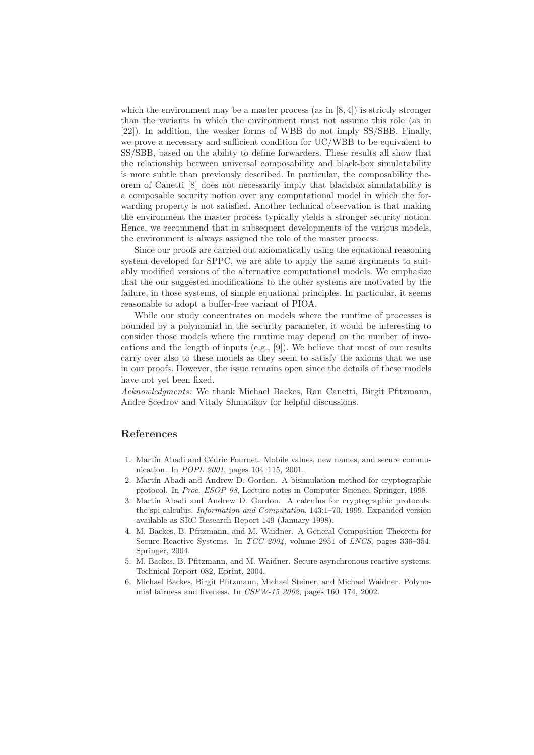which the environment may be a master process (as in [8, 4]) is strictly stronger than the variants in which the environment must not assume this role (as in [22]). In addition, the weaker forms of WBB do not imply SS/SBB. Finally, we prove a necessary and sufficient condition for UC/WBB to be equivalent to SS/SBB, based on the ability to define forwarders. These results all show that the relationship between universal composability and black-box simulatability is more subtle than previously described. In particular, the composability theorem of Canetti [8] does not necessarily imply that blackbox simulatability is a composable security notion over any computational model in which the forwarding property is not satisfied. Another technical observation is that making the environment the master process typically yields a stronger security notion. Hence, we recommend that in subsequent developments of the various models, the environment is always assigned the role of the master process.

Since our proofs are carried out axiomatically using the equational reasoning system developed for SPPC, we are able to apply the same arguments to suitably modified versions of the alternative computational models. We emphasize that the our suggested modifications to the other systems are motivated by the failure, in those systems, of simple equational principles. In particular, it seems reasonable to adopt a buffer-free variant of PIOA.

While our study concentrates on models where the runtime of processes is bounded by a polynomial in the security parameter, it would be interesting to consider those models where the runtime may depend on the number of invocations and the length of inputs (e.g., [9]). We believe that most of our results carry over also to these models as they seem to satisfy the axioms that we use in our proofs. However, the issue remains open since the details of these models have not yet been fixed.

*Acknowledgments:* We thank Michael Backes, Ran Canetti, Birgit Pfitzmann, Andre Scedrov and Vitaly Shmatikov for helpful discussions.

## References

1. Martín Abadi and Cédric Fournet. Mobile values, new names, and secure communication. In *POPL 2001*, pages 104–115, 2001.
2. Martín Abadi and Andrew D. Gordon. A bisimulation method for cryptographic protocol. In *Proc. ESOP 98*, Lecture notes in Computer Science. Springer, 1998.
3. Martín Abadi and Andrew D. Gordon. A calculus for cryptographic protocols: the spi calculus. *Information and Computation*, 143:1–70, 1999. Expanded version available as SRC Research Report 149 (January 1998).
4. M. Backes, B. Pfitzmann, and M. Waidner. A General Composition Theorem for Secure Reactive Systems. In *TCC 2004*, volume 2951 of *LNCS*, pages 336–354. Springer, 2004.
5. M. Backes, B. Pfitzmann, and M. Waidner. Secure asynchronous reactive systems. Technical Report 082, Eprint, 2004.
6. Michael Backes, Birgit Pfitzmann, Michael Steiner, and Michael Waidner. Polynomial fairness and liveness. In *CSFW-15 2002*, pages 160–174, 2002.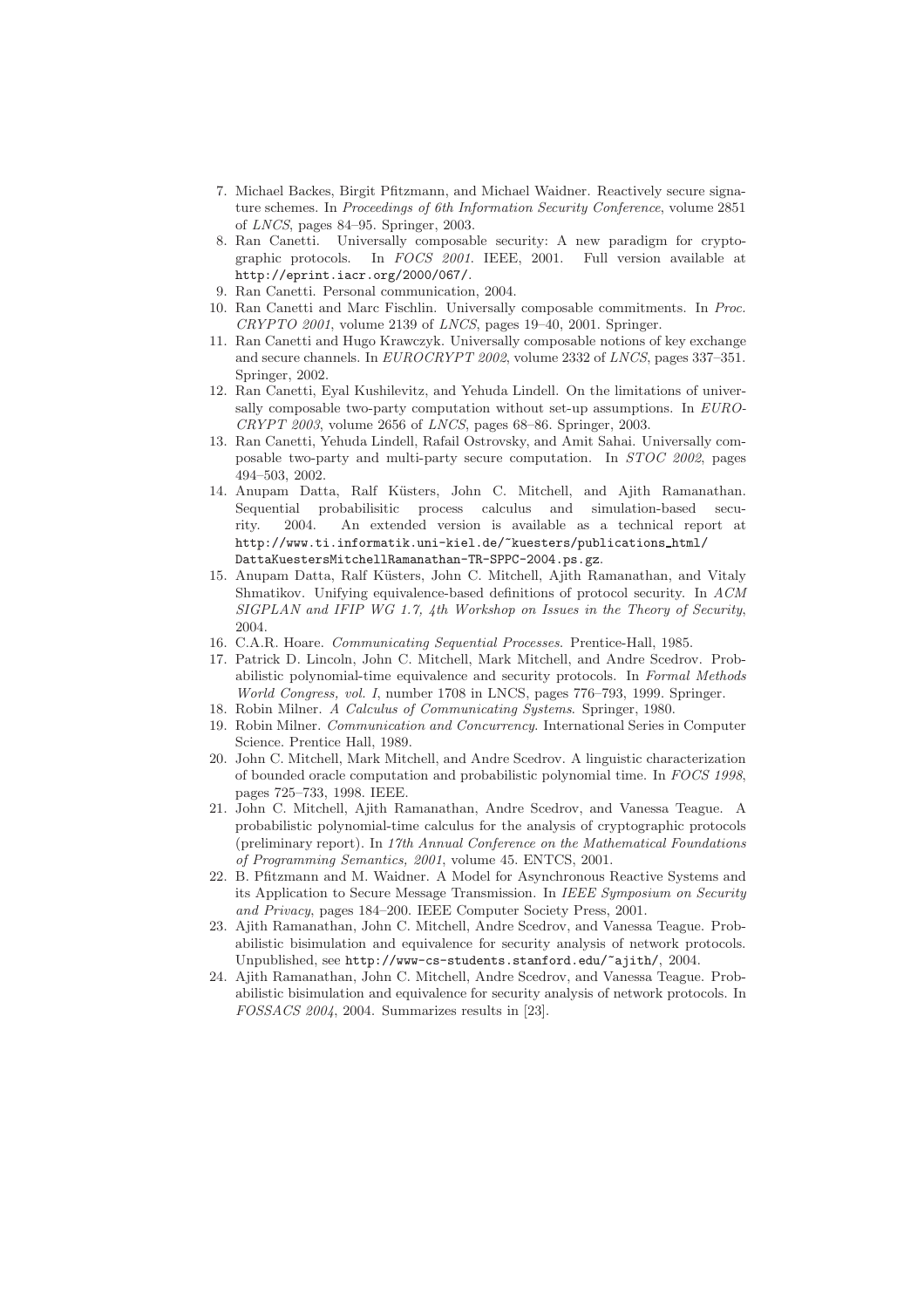7. Michael Backes, Birgit Pfitzmann, and Michael Waidner. Reactively secure signature schemes. In *Proceedings of 6th Information Security Conference*, volume 2851 of *LNCS*, pages 84–95. Springer, 2003.
8. Ran Canetti. Universally composable security: A new paradigm for cryptographic protocols. In *FOCS 2001*. IEEE, 2001. Full version available at `http://eprint.iacr.org/2000/067/`.
9. Ran Canetti. Personal communication, 2004.
10. Ran Canetti and Marc Fischlin. Universally composable commitments. In *Proc. CRYPTO 2001*, volume 2139 of *LNCS*, pages 19–40, 2001. Springer.
11. Ran Canetti and Hugo Krawczyk. Universally composable notions of key exchange and secure channels. In *EUROCRYPT 2002*, volume 2332 of *LNCS*, pages 337–351. Springer, 2002.
12. Ran Canetti, Eyal Kushilevitz, and Yehuda Lindell. On the limitations of universally composable two-party computation without set-up assumptions. In *EUROCRYPT 2003*, volume 2656 of *LNCS*, pages 68–86. Springer, 2003.
13. Ran Canetti, Yehuda Lindell, Rafail Ostrovsky, and Amit Sahai. Universally composable two-party and multi-party secure computation. In *STOC 2002*, pages 494–503, 2002.
14. Anupam Datta, Ralf Küsters, John C. Mitchell, and Ajith Ramanathan. Sequential probabilisitic process calculus and simulation-based security. 2004. An extended version is available as a technical report at `http://www.ti.informatik.uni-kiel.de/~kuesters/publications_html/DattaKuestersMitchellRamanathan-TR-SPPC-2004.ps.gz`.
15. Anupam Datta, Ralf Küsters, John C. Mitchell, Ajith Ramanathan, and Vitaly Shmatikov. Unifying equivalence-based definitions of protocol security. In *ACM SIGPLAN and IFIP WG 1.7, 4th Workshop on Issues in the Theory of Security*, 2004.
16. C.A.R. Hoare. *Communicating Sequential Processes*. Prentice-Hall, 1985.
17. Patrick D. Lincoln, John C. Mitchell, Mark Mitchell, and Andre Scedrov. Probabilistic polynomial-time equivalence and security protocols. In *Formal Methods World Congress, vol. I*, number 1708 in LNCS, pages 776–793, 1999. Springer.
18. Robin Milner. *A Calculus of Communicating Systems*. Springer, 1980.
19. Robin Milner. *Communication and Concurrency*. International Series in Computer Science. Prentice Hall, 1989.
20. John C. Mitchell, Mark Mitchell, and Andre Scedrov. A linguistic characterization of bounded oracle computation and probabilistic polynomial time. In *FOCS 1998*, pages 725–733, 1998. IEEE.
21. John C. Mitchell, Ajith Ramanathan, Andre Scedrov, and Vanessa Teague. A probabilistic polynomial-time calculus for the analysis of cryptographic protocols (preliminary report). In *17th Annual Conference on the Mathematical Foundations of Programming Semantics, 2001*, volume 45. ENTCS, 2001.
22. B. Pfitzmann and M. Waidner. A Model for Asynchronous Reactive Systems and its Application to Secure Message Transmission. In *IEEE Symposium on Security and Privacy*, pages 184–200. IEEE Computer Society Press, 2001.
23. Ajith Ramanathan, John C. Mitchell, Andre Scedrov, and Vanessa Teague. Probabilistic bisimulation and equivalence for security analysis of network protocols. Unpublished, see `http://www-cs-students.stanford.edu/~ajith/`, 2004.
24. Ajith Ramanathan, John C. Mitchell, Andre Scedrov, and Vanessa Teague. Probabilistic bisimulation and equivalence for security analysis of network protocols. In *FOSSACS 2004*, 2004. Summarizes results in [23].